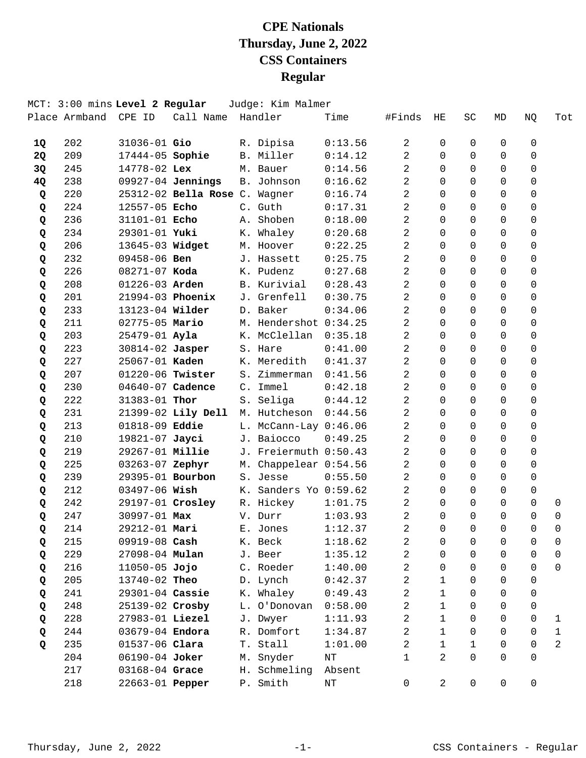# CPE Nationals
# Thursday, June 2, 2022
# CSS Containers
# Regular

MCT: 3:00 mins **Level 2 Regular** Judge: Kim Malmer

| Place | Armband | CPE ID | Call Name | Handler | Time | #Finds | HE | SC | MD | NQ | Tot |
|---|---|---|---|---|---|---|---|---|---|---|---|
| **1Q** | 202 | 31036-01 | **Gio** | R. Dipisa | 0:13.56 | 2 | 0 | 0 | 0 | 0 | |
| **2Q** | 209 | 17444-05 | **Sophie** | B. Miller | 0:14.12 | 2 | 0 | 0 | 0 | 0 | |
| **3Q** | 245 | 14778-02 | **Lex** | M. Bauer | 0:14.56 | 2 | 0 | 0 | 0 | 0 | |
| **4Q** | 238 | 09927-04 | **Jennings** | B. Johnson | 0:16.62 | 2 | 0 | 0 | 0 | 0 | |
| **Q** | 220 | 25312-02 | **Bella Rose** | C. Wagner | 0:16.74 | 2 | 0 | 0 | 0 | 0 | |
| **Q** | 224 | 12557-05 | **Echo** | C. Guth | 0:17.31 | 2 | 0 | 0 | 0 | 0 | |
| **Q** | 236 | 31101-01 | **Echo** | A. Shoben | 0:18.00 | 2 | 0 | 0 | 0 | 0 | |
| **Q** | 234 | 29301-01 | **Yuki** | K. Whaley | 0:20.68 | 2 | 0 | 0 | 0 | 0 | |
| **Q** | 206 | 13645-03 | **Widget** | M. Hoover | 0:22.25 | 2 | 0 | 0 | 0 | 0 | |
| **Q** | 232 | 09458-06 | **Ben** | J. Hassett | 0:25.75 | 2 | 0 | 0 | 0 | 0 | |
| **Q** | 226 | 08271-07 | **Koda** | K. Pudenz | 0:27.68 | 2 | 0 | 0 | 0 | 0 | |
| **Q** | 208 | 01226-03 | **Arden** | B. Kurivial | 0:28.43 | 2 | 0 | 0 | 0 | 0 | |
| **Q** | 201 | 21994-03 | **Phoenix** | J. Grenfell | 0:30.75 | 2 | 0 | 0 | 0 | 0 | |
| **Q** | 233 | 13123-04 | **Wilder** | D. Baker | 0:34.06 | 2 | 0 | 0 | 0 | 0 | |
| **Q** | 211 | 02775-05 | **Mario** | M. Hendershot | 0:34.25 | 2 | 0 | 0 | 0 | 0 | |
| **Q** | 203 | 25479-01 | **Ayla** | K. McClellan | 0:35.18 | 2 | 0 | 0 | 0 | 0 | |
| **Q** | 223 | 30814-02 | **Jasper** | S. Hare | 0:41.00 | 2 | 0 | 0 | 0 | 0 | |
| **Q** | 227 | 25067-01 | **Kaden** | K. Meredith | 0:41.37 | 2 | 0 | 0 | 0 | 0 | |
| **Q** | 207 | 01220-06 | **Twister** | S. Zimmerman | 0:41.56 | 2 | 0 | 0 | 0 | 0 | |
| **Q** | 230 | 04640-07 | **Cadence** | C. Immel | 0:42.18 | 2 | 0 | 0 | 0 | 0 | |
| **Q** | 222 | 31383-01 | **Thor** | S. Seliga | 0:44.12 | 2 | 0 | 0 | 0 | 0 | |
| **Q** | 231 | 21399-02 | **Lily Dell** | M. Hutcheson | 0:44.56 | 2 | 0 | 0 | 0 | 0 | |
| **Q** | 213 | 01818-09 | **Eddie** | L. McCann-Lay | 0:46.06 | 2 | 0 | 0 | 0 | 0 | |
| **Q** | 210 | 19821-07 | **Jayci** | J. Baiocco | 0:49.25 | 2 | 0 | 0 | 0 | 0 | |
| **Q** | 219 | 29267-01 | **Millie** | J. Freiermuth | 0:50.43 | 2 | 0 | 0 | 0 | 0 | |
| **Q** | 225 | 03263-07 | **Zephyr** | M. Chappelear | 0:54.56 | 2 | 0 | 0 | 0 | 0 | |
| **Q** | 239 | 29395-01 | **Bourbon** | S. Jesse | 0:55.50 | 2 | 0 | 0 | 0 | 0 | |
| **Q** | 212 | 03497-06 | **Wish** | K. Sanders Yo | 0:59.62 | 2 | 0 | 0 | 0 | 0 | |
| **Q** | 242 | 29197-01 | **Crosley** | R. Hickey | 1:01.75 | 2 | 0 | 0 | 0 | 0 | 0 |
| **Q** | 247 | 30997-01 | **Max** | V. Durr | 1:03.93 | 2 | 0 | 0 | 0 | 0 | 0 |
| **Q** | 214 | 29212-01 | **Mari** | E. Jones | 1:12.37 | 2 | 0 | 0 | 0 | 0 | 0 |
| **Q** | 215 | 09919-08 | **Cash** | K. Beck | 1:18.62 | 2 | 0 | 0 | 0 | 0 | 0 |
| **Q** | 229 | 27098-04 | **Mulan** | J. Beer | 1:35.12 | 2 | 0 | 0 | 0 | 0 | 0 |
| **Q** | 216 | 11050-05 | **Jojo** | C. Roeder | 1:40.00 | 2 | 0 | 0 | 0 | 0 | 0 |
| **Q** | 205 | 13740-02 | **Theo** | D. Lynch | 0:42.37 | 2 | 1 | 0 | 0 | 0 | |
| **Q** | 241 | 29301-04 | **Cassie** | K. Whaley | 0:49.43 | 2 | 1 | 0 | 0 | 0 | |
| **Q** | 248 | 25139-02 | **Crosby** | L. O'Donovan | 0:58.00 | 2 | 1 | 0 | 0 | 0 | |
| **Q** | 228 | 27983-01 | **Liezel** | J. Dwyer | 1:11.93 | 2 | 1 | 0 | 0 | 0 | 1 |
| **Q** | 244 | 03679-04 | **Endora** | R. Domfort | 1:34.87 | 2 | 1 | 0 | 0 | 0 | 1 |
| **Q** | 235 | 01537-06 | **Clara** | T. Stall | 1:01.00 | 2 | 1 | 1 | 0 | 0 | 2 |
| | 204 | 06190-04 | **Joker** | M. Snyder | NT | 1 | 2 | 0 | 0 | 0 | |
| | 217 | 03168-04 | **Grace** | H. Schmeling | Absent | | | | | | |
| | 218 | 22663-01 | **Pepper** | P. Smith | NT | 0 | 2 | 0 | 0 | 0 | |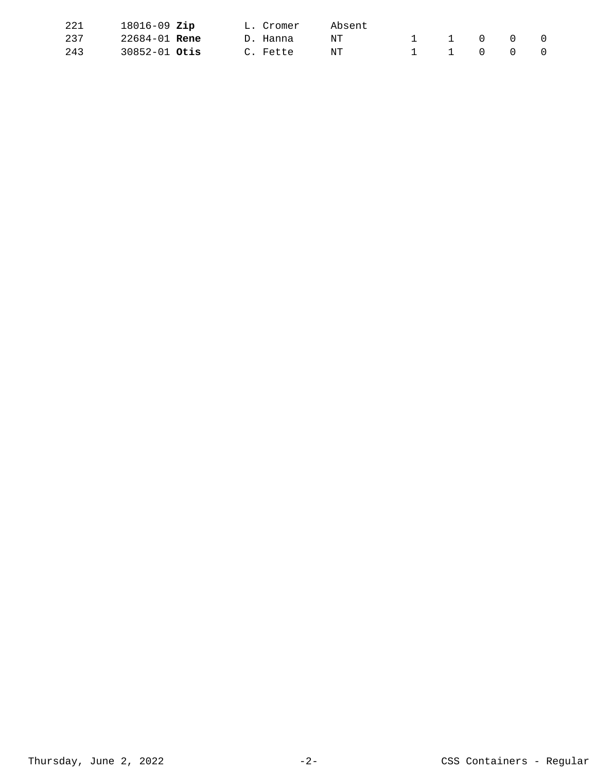| | | | | | | | | |
|---|---|---|---|---|---|---|---|---|
| 221 | 18016-09 **Zip** | L. Cromer | Absent | | | | | |
| 237 | 22684-01 **Rene** | D. Hanna | NT | 1 | 1 | 0 | 0 | 0 |
| 243 | 30852-01 **Otis** | C. Fette | NT | 1 | 1 | 0 | 0 | 0 |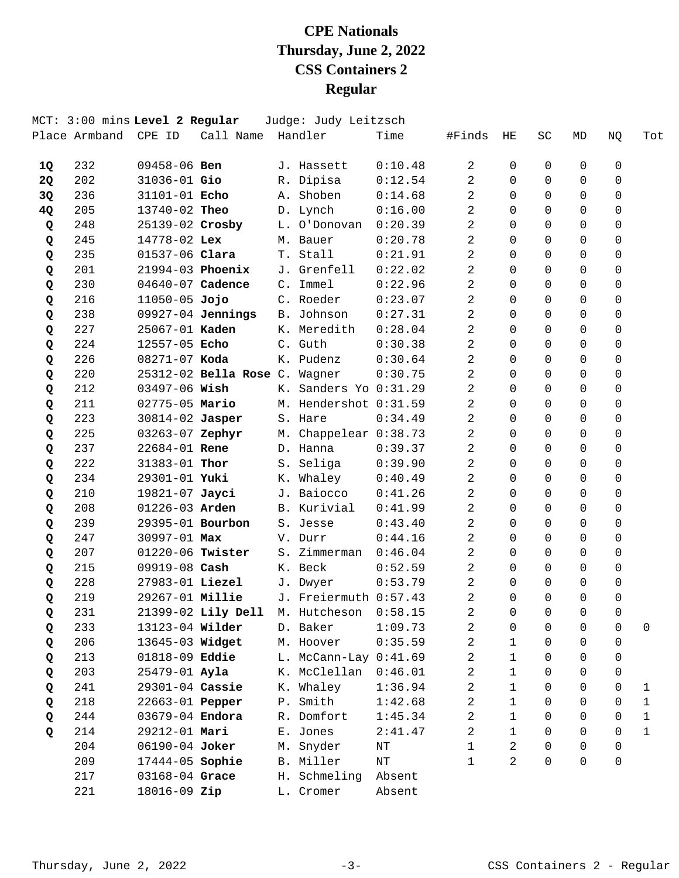# CPE Nationals
## Thursday, June 2, 2022
## CSS Containers 2
## Regular

MCT: 3:00 mins **Level 2 Regular** Judge: Judy Leitzsch

| Place | Armband | CPE ID | Call Name | Handler | Time | #Finds | HE | SC | MD | NQ | Tot |
|---|---|---|---|---|---|---|---|---|---|---|---|
| **1Q** | 232 | 09458-06 | **Ben** | J. Hassett | 0:10.48 | 2 | 0 | 0 | 0 | 0 | |
| **2Q** | 202 | 31036-01 | **Gio** | R. Dipisa | 0:12.54 | 2 | 0 | 0 | 0 | 0 | |
| **3Q** | 236 | 31101-01 | **Echo** | A. Shoben | 0:14.68 | 2 | 0 | 0 | 0 | 0 | |
| **4Q** | 205 | 13740-02 | **Theo** | D. Lynch | 0:16.00 | 2 | 0 | 0 | 0 | 0 | |
| **Q** | 248 | 25139-02 | **Crosby** | L. O'Donovan | 0:20.39 | 2 | 0 | 0 | 0 | 0 | |
| **Q** | 245 | 14778-02 | **Lex** | M. Bauer | 0:20.78 | 2 | 0 | 0 | 0 | 0 | |
| **Q** | 235 | 01537-06 | **Clara** | T. Stall | 0:21.91 | 2 | 0 | 0 | 0 | 0 | |
| **Q** | 201 | 21994-03 | **Phoenix** | J. Grenfell | 0:22.02 | 2 | 0 | 0 | 0 | 0 | |
| **Q** | 230 | 04640-07 | **Cadence** | C. Immel | 0:22.96 | 2 | 0 | 0 | 0 | 0 | |
| **Q** | 216 | 11050-05 | **Jojo** | C. Roeder | 0:23.07 | 2 | 0 | 0 | 0 | 0 | |
| **Q** | 238 | 09927-04 | **Jennings** | B. Johnson | 0:27.31 | 2 | 0 | 0 | 0 | 0 | |
| **Q** | 227 | 25067-01 | **Kaden** | K. Meredith | 0:28.04 | 2 | 0 | 0 | 0 | 0 | |
| **Q** | 224 | 12557-05 | **Echo** | C. Guth | 0:30.38 | 2 | 0 | 0 | 0 | 0 | |
| **Q** | 226 | 08271-07 | **Koda** | K. Pudenz | 0:30.64 | 2 | 0 | 0 | 0 | 0 | |
| **Q** | 220 | 25312-02 | **Bella Rose** | C. Wagner | 0:30.75 | 2 | 0 | 0 | 0 | 0 | |
| **Q** | 212 | 03497-06 | **Wish** | K. Sanders Yo | 0:31.29 | 2 | 0 | 0 | 0 | 0 | |
| **Q** | 211 | 02775-05 | **Mario** | M. Hendershot | 0:31.59 | 2 | 0 | 0 | 0 | 0 | |
| **Q** | 223 | 30814-02 | **Jasper** | S. Hare | 0:34.49 | 2 | 0 | 0 | 0 | 0 | |
| **Q** | 225 | 03263-07 | **Zephyr** | M. Chappelear | 0:38.73 | 2 | 0 | 0 | 0 | 0 | |
| **Q** | 237 | 22684-01 | **Rene** | D. Hanna | 0:39.37 | 2 | 0 | 0 | 0 | 0 | |
| **Q** | 222 | 31383-01 | **Thor** | S. Seliga | 0:39.90 | 2 | 0 | 0 | 0 | 0 | |
| **Q** | 234 | 29301-01 | **Yuki** | K. Whaley | 0:40.49 | 2 | 0 | 0 | 0 | 0 | |
| **Q** | 210 | 19821-07 | **Jayci** | J. Baiocco | 0:41.26 | 2 | 0 | 0 | 0 | 0 | |
| **Q** | 208 | 01226-03 | **Arden** | B. Kurivial | 0:41.99 | 2 | 0 | 0 | 0 | 0 | |
| **Q** | 239 | 29395-01 | **Bourbon** | S. Jesse | 0:43.40 | 2 | 0 | 0 | 0 | 0 | |
| **Q** | 247 | 30997-01 | **Max** | V. Durr | 0:44.16 | 2 | 0 | 0 | 0 | 0 | |
| **Q** | 207 | 01220-06 | **Twister** | S. Zimmerman | 0:46.04 | 2 | 0 | 0 | 0 | 0 | |
| **Q** | 215 | 09919-08 | **Cash** | K. Beck | 0:52.59 | 2 | 0 | 0 | 0 | 0 | |
| **Q** | 228 | 27983-01 | **Liezel** | J. Dwyer | 0:53.79 | 2 | 0 | 0 | 0 | 0 | |
| **Q** | 219 | 29267-01 | **Millie** | J. Freiermuth | 0:57.43 | 2 | 0 | 0 | 0 | 0 | |
| **Q** | 231 | 21399-02 | **Lily Dell** | M. Hutcheson | 0:58.15 | 2 | 0 | 0 | 0 | 0 | |
| **Q** | 233 | 13123-04 | **Wilder** | D. Baker | 1:09.73 | 2 | 0 | 0 | 0 | 0 | 0 |
| **Q** | 206 | 13645-03 | **Widget** | M. Hoover | 0:35.59 | 2 | 1 | 0 | 0 | 0 | |
| **Q** | 213 | 01818-09 | **Eddie** | L. McCann-Lay | 0:41.69 | 2 | 1 | 0 | 0 | 0 | |
| **Q** | 203 | 25479-01 | **Ayla** | K. McClellan | 0:46.01 | 2 | 1 | 0 | 0 | 0 | |
| **Q** | 241 | 29301-04 | **Cassie** | K. Whaley | 1:36.94 | 2 | 1 | 0 | 0 | 0 | 1 |
| **Q** | 218 | 22663-01 | **Pepper** | P. Smith | 1:42.68 | 2 | 1 | 0 | 0 | 0 | 1 |
| **Q** | 244 | 03679-04 | **Endora** | R. Domfort | 1:45.34 | 2 | 1 | 0 | 0 | 0 | 1 |
| **Q** | 214 | 29212-01 | **Mari** | E. Jones | 2:41.47 | 2 | 1 | 0 | 0 | 0 | 1 |
| | 204 | 06190-04 | **Joker** | M. Snyder | NT | 1 | 2 | 0 | 0 | 0 | |
| | 209 | 17444-05 | **Sophie** | B. Miller | NT | 1 | 2 | 0 | 0 | 0 | |
| | 217 | 03168-04 | **Grace** | H. Schmeling | Absent | | | | | | |
| | 221 | 18016-09 | **Zip** | L. Cromer | Absent | | | | | | |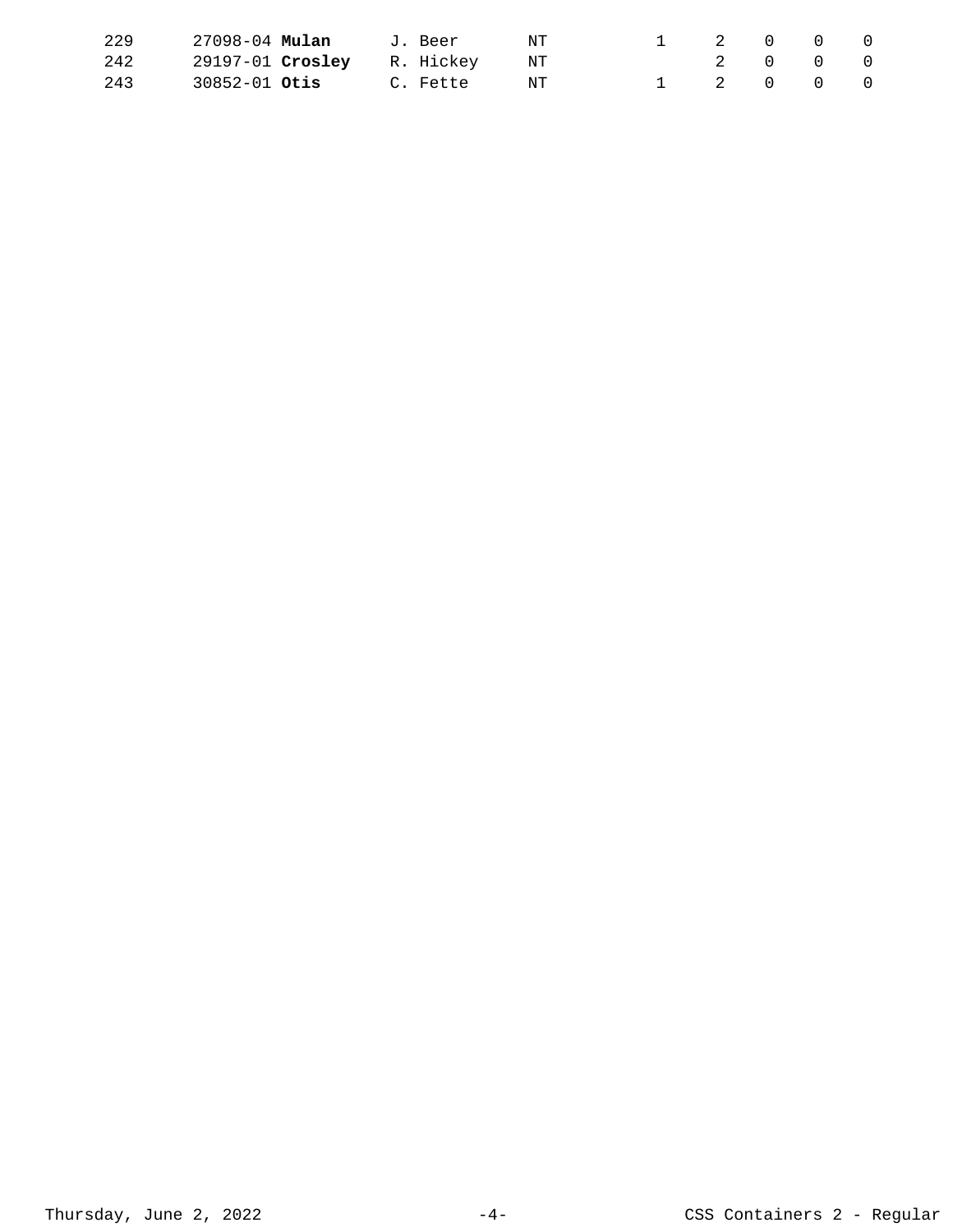| | | | | | | | | | |
|---|---|---|---|---|---|---|---|---|---|
| 229 | 27098-04 **Mulan** | J. Beer | NT | 1 | 2 | 0 | 0 | 0 |
| 242 | 29197-01 **Crosley** | R. Hickey | NT | | 2 | 0 | 0 | 0 |
| 243 | 30852-01 **Otis** | C. Fette | NT | 1 | 2 | 0 | 0 | 0 |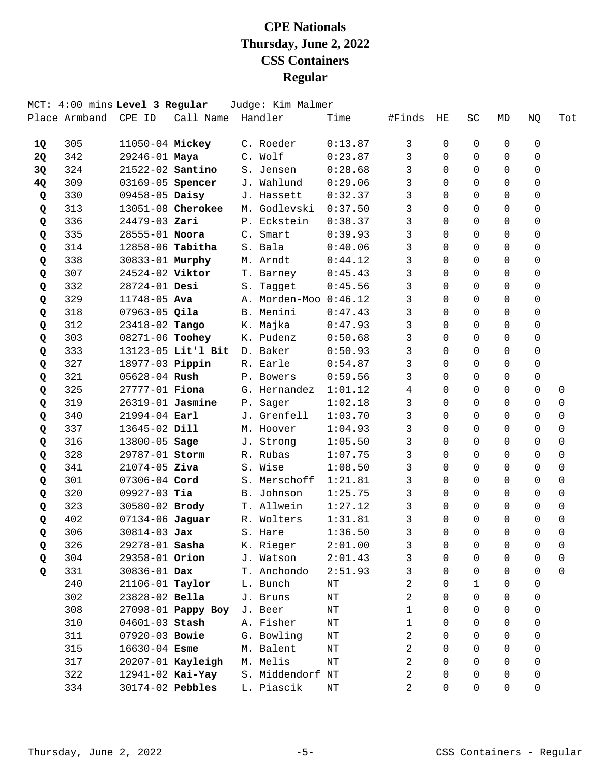# CPE Nationals
# Thursday, June 2, 2022
# CSS Containers
# Regular

MCT: 4:00 mins **Level 3 Regular** Judge: Kim Malmer

| Place | Armband | CPE ID | Call Name | Handler | Time | #Finds | HE | SC | MD | NQ | Tot |
|---|---|---|---|---|---|---|---|---|---|---|---|
| **1Q** | 305 | 11050-04 | **Mickey** | C. Roeder | 0:13.87 | 3 | 0 | 0 | 0 | 0 | |
| **2Q** | 342 | 29246-01 | **Maya** | C. Wolf | 0:23.87 | 3 | 0 | 0 | 0 | 0 | |
| **3Q** | 324 | 21522-02 | **Santino** | S. Jensen | 0:28.68 | 3 | 0 | 0 | 0 | 0 | |
| **4Q** | 309 | 03169-05 | **Spencer** | J. Wahlund | 0:29.06 | 3 | 0 | 0 | 0 | 0 | |
| **Q** | 330 | 09458-05 | **Daisy** | J. Hassett | 0:32.37 | 3 | 0 | 0 | 0 | 0 | |
| **Q** | 313 | 13051-08 | **Cherokee** | M. Godlevski | 0:37.50 | 3 | 0 | 0 | 0 | 0 | |
| **Q** | 336 | 24479-03 | **Zari** | P. Eckstein | 0:38.37 | 3 | 0 | 0 | 0 | 0 | |
| **Q** | 335 | 28555-01 | **Noora** | C. Smart | 0:39.93 | 3 | 0 | 0 | 0 | 0 | |
| **Q** | 314 | 12858-06 | **Tabitha** | S. Bala | 0:40.06 | 3 | 0 | 0 | 0 | 0 | |
| **Q** | 338 | 30833-01 | **Murphy** | M. Arndt | 0:44.12 | 3 | 0 | 0 | 0 | 0 | |
| **Q** | 307 | 24524-02 | **Viktor** | T. Barney | 0:45.43 | 3 | 0 | 0 | 0 | 0 | |
| **Q** | 332 | 28724-01 | **Desi** | S. Tagget | 0:45.56 | 3 | 0 | 0 | 0 | 0 | |
| **Q** | 329 | 11748-05 | **Ava** | A. Morden-Moo | 0:46.12 | 3 | 0 | 0 | 0 | 0 | |
| **Q** | 318 | 07963-05 | **Qila** | B. Menini | 0:47.43 | 3 | 0 | 0 | 0 | 0 | |
| **Q** | 312 | 23418-02 | **Tango** | K. Majka | 0:47.93 | 3 | 0 | 0 | 0 | 0 | |
| **Q** | 303 | 08271-06 | **Toohey** | K. Pudenz | 0:50.68 | 3 | 0 | 0 | 0 | 0 | |
| **Q** | 333 | 13123-05 | **Lit'l Bit** | D. Baker | 0:50.93 | 3 | 0 | 0 | 0 | 0 | |
| **Q** | 327 | 18977-03 | **Pippin** | R. Earle | 0:54.87 | 3 | 0 | 0 | 0 | 0 | |
| **Q** | 321 | 05628-04 | **Rush** | P. Bowers | 0:59.56 | 3 | 0 | 0 | 0 | 0 | |
| **Q** | 325 | 27777-01 | **Fiona** | G. Hernandez | 1:01.12 | 4 | 0 | 0 | 0 | 0 | 0 |
| **Q** | 319 | 26319-01 | **Jasmine** | P. Sager | 1:02.18 | 3 | 0 | 0 | 0 | 0 | 0 |
| **Q** | 340 | 21994-04 | **Earl** | J. Grenfell | 1:03.70 | 3 | 0 | 0 | 0 | 0 | 0 |
| **Q** | 337 | 13645-02 | **Dill** | M. Hoover | 1:04.93 | 3 | 0 | 0 | 0 | 0 | 0 |
| **Q** | 316 | 13800-05 | **Sage** | J. Strong | 1:05.50 | 3 | 0 | 0 | 0 | 0 | 0 |
| **Q** | 328 | 29787-01 | **Storm** | R. Rubas | 1:07.75 | 3 | 0 | 0 | 0 | 0 | 0 |
| **Q** | 341 | 21074-05 | **Ziva** | S. Wise | 1:08.50 | 3 | 0 | 0 | 0 | 0 | 0 |
| **Q** | 301 | 07306-04 | **Cord** | S. Merschoff | 1:21.81 | 3 | 0 | 0 | 0 | 0 | 0 |
| **Q** | 320 | 09927-03 | **Tia** | B. Johnson | 1:25.75 | 3 | 0 | 0 | 0 | 0 | 0 |
| **Q** | 323 | 30580-02 | **Brody** | T. Allwein | 1:27.12 | 3 | 0 | 0 | 0 | 0 | 0 |
| **Q** | 402 | 07134-06 | **Jaguar** | R. Wolters | 1:31.81 | 3 | 0 | 0 | 0 | 0 | 0 |
| **Q** | 306 | 30814-03 | **Jax** | S. Hare | 1:36.50 | 3 | 0 | 0 | 0 | 0 | 0 |
| **Q** | 326 | 29278-01 | **Sasha** | K. Rieger | 2:01.00 | 3 | 0 | 0 | 0 | 0 | 0 |
| **Q** | 304 | 29358-01 | **Orion** | J. Watson | 2:01.43 | 3 | 0 | 0 | 0 | 0 | 0 |
| **Q** | 331 | 30836-01 | **Dax** | T. Anchondo | 2:51.93 | 3 | 0 | 0 | 0 | 0 | 0 |
| | 240 | 21106-01 | **Taylor** | L. Bunch | NT | 2 | 0 | 1 | 0 | 0 | |
| | 302 | 23828-02 | **Bella** | J. Bruns | NT | 2 | 0 | 0 | 0 | 0 | |
| | 308 | 27098-01 | **Pappy Boy** | J. Beer | NT | 1 | 0 | 0 | 0 | 0 | |
| | 310 | 04601-03 | **Stash** | A. Fisher | NT | 1 | 0 | 0 | 0 | 0 | |
| | 311 | 07920-03 | **Bowie** | G. Bowling | NT | 2 | 0 | 0 | 0 | 0 | |
| | 315 | 16630-04 | **Esme** | M. Balent | NT | 2 | 0 | 0 | 0 | 0 | |
| | 317 | 20207-01 | **Kayleigh** | M. Melis | NT | 2 | 0 | 0 | 0 | 0 | |
| | 322 | 12941-02 | **Kai-Yay** | S. Middendorf | NT | 2 | 0 | 0 | 0 | 0 | |
| | 334 | 30174-02 | **Pebbles** | L. Piascik | NT | 2 | 0 | 0 | 0 | 0 | |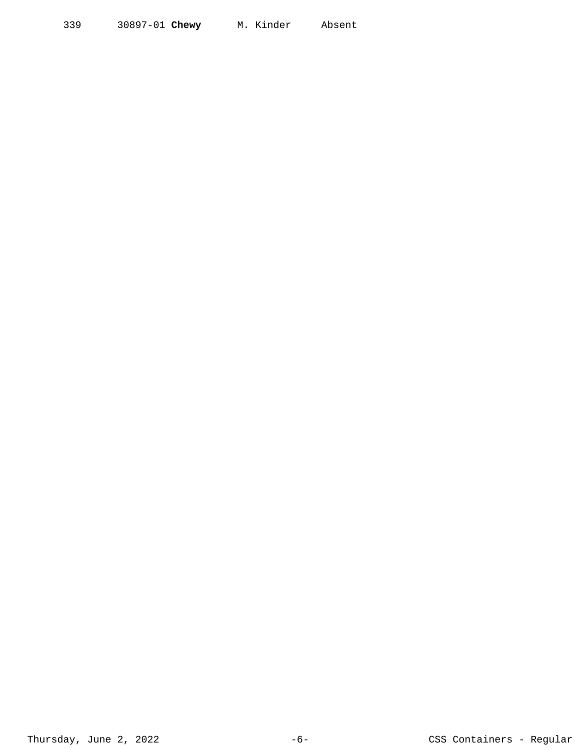| | | | | |
|---|---|---|---|---|
| 339 | 30897-01 | **Chewy** | M. Kinder | Absent |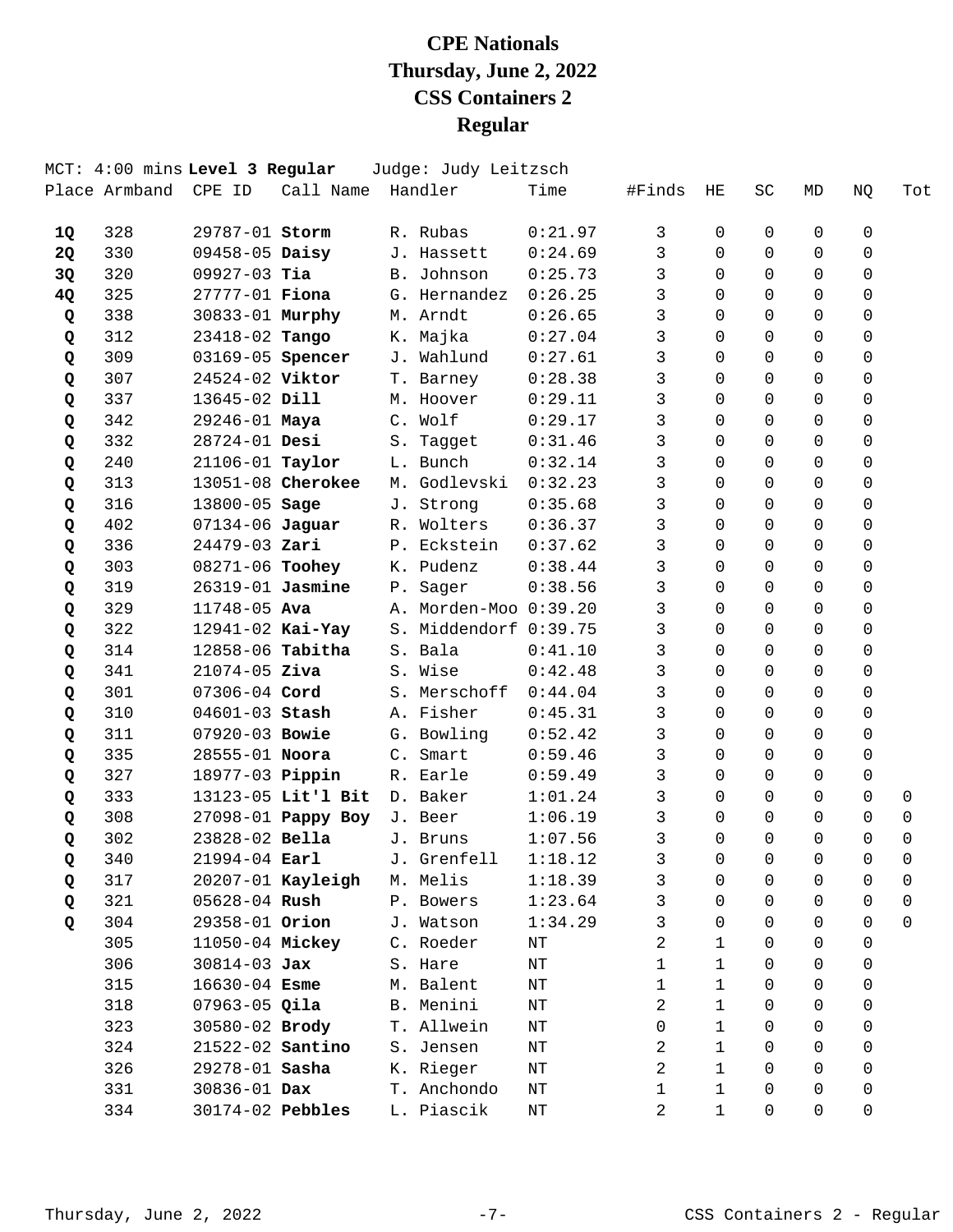# CPE Nationals
# Thursday, June 2, 2022
# CSS Containers 2
# Regular

MCT: 4:00 mins **Level 3 Regular** Judge: Judy Leitzsch

| Place | Armband | CPE ID | Call Name | Handler | Time | #Finds | HE | SC | MD | NQ | Tot |
|---|---|---|---|---|---|---|---|---|---|---|---|
| **1Q** | 328 | 29787-01 | **Storm** | R. Rubas | 0:21.97 | 3 | 0 | 0 | 0 | 0 | |
| **2Q** | 330 | 09458-05 | **Daisy** | J. Hassett | 0:24.69 | 3 | 0 | 0 | 0 | 0 | |
| **3Q** | 320 | 09927-03 | **Tia** | B. Johnson | 0:25.73 | 3 | 0 | 0 | 0 | 0 | |
| **4Q** | 325 | 27777-01 | **Fiona** | G. Hernandez | 0:26.25 | 3 | 0 | 0 | 0 | 0 | |
| **Q** | 338 | 30833-01 | **Murphy** | M. Arndt | 0:26.65 | 3 | 0 | 0 | 0 | 0 | |
| **Q** | 312 | 23418-02 | **Tango** | K. Majka | 0:27.04 | 3 | 0 | 0 | 0 | 0 | |
| **Q** | 309 | 03169-05 | **Spencer** | J. Wahlund | 0:27.61 | 3 | 0 | 0 | 0 | 0 | |
| **Q** | 307 | 24524-02 | **Viktor** | T. Barney | 0:28.38 | 3 | 0 | 0 | 0 | 0 | |
| **Q** | 337 | 13645-02 | **Dill** | M. Hoover | 0:29.11 | 3 | 0 | 0 | 0 | 0 | |
| **Q** | 342 | 29246-01 | **Maya** | C. Wolf | 0:29.17 | 3 | 0 | 0 | 0 | 0 | |
| **Q** | 332 | 28724-01 | **Desi** | S. Tagget | 0:31.46 | 3 | 0 | 0 | 0 | 0 | |
| **Q** | 240 | 21106-01 | **Taylor** | L. Bunch | 0:32.14 | 3 | 0 | 0 | 0 | 0 | |
| **Q** | 313 | 13051-08 | **Cherokee** | M. Godlevski | 0:32.23 | 3 | 0 | 0 | 0 | 0 | |
| **Q** | 316 | 13800-05 | **Sage** | J. Strong | 0:35.68 | 3 | 0 | 0 | 0 | 0 | |
| **Q** | 402 | 07134-06 | **Jaguar** | R. Wolters | 0:36.37 | 3 | 0 | 0 | 0 | 0 | |
| **Q** | 336 | 24479-03 | **Zari** | P. Eckstein | 0:37.62 | 3 | 0 | 0 | 0 | 0 | |
| **Q** | 303 | 08271-06 | **Toohey** | K. Pudenz | 0:38.44 | 3 | 0 | 0 | 0 | 0 | |
| **Q** | 319 | 26319-01 | **Jasmine** | P. Sager | 0:38.56 | 3 | 0 | 0 | 0 | 0 | |
| **Q** | 329 | 11748-05 | **Ava** | A. Morden-Moo | 0:39.20 | 3 | 0 | 0 | 0 | 0 | |
| **Q** | 322 | 12941-02 | **Kai-Yay** | S. Middendorf | 0:39.75 | 3 | 0 | 0 | 0 | 0 | |
| **Q** | 314 | 12858-06 | **Tabitha** | S. Bala | 0:41.10 | 3 | 0 | 0 | 0 | 0 | |
| **Q** | 341 | 21074-05 | **Ziva** | S. Wise | 0:42.48 | 3 | 0 | 0 | 0 | 0 | |
| **Q** | 301 | 07306-04 | **Cord** | S. Merschoff | 0:44.04 | 3 | 0 | 0 | 0 | 0 | |
| **Q** | 310 | 04601-03 | **Stash** | A. Fisher | 0:45.31 | 3 | 0 | 0 | 0 | 0 | |
| **Q** | 311 | 07920-03 | **Bowie** | G. Bowling | 0:52.42 | 3 | 0 | 0 | 0 | 0 | |
| **Q** | 335 | 28555-01 | **Noora** | C. Smart | 0:59.46 | 3 | 0 | 0 | 0 | 0 | |
| **Q** | 327 | 18977-03 | **Pippin** | R. Earle | 0:59.49 | 3 | 0 | 0 | 0 | 0 | |
| **Q** | 333 | 13123-05 | **Lit'l Bit** | D. Baker | 1:01.24 | 3 | 0 | 0 | 0 | 0 | 0 |
| **Q** | 308 | 27098-01 | **Pappy Boy** | J. Beer | 1:06.19 | 3 | 0 | 0 | 0 | 0 | 0 |
| **Q** | 302 | 23828-02 | **Bella** | J. Bruns | 1:07.56 | 3 | 0 | 0 | 0 | 0 | 0 |
| **Q** | 340 | 21994-04 | **Earl** | J. Grenfell | 1:18.12 | 3 | 0 | 0 | 0 | 0 | 0 |
| **Q** | 317 | 20207-01 | **Kayleigh** | M. Melis | 1:18.39 | 3 | 0 | 0 | 0 | 0 | 0 |
| **Q** | 321 | 05628-04 | **Rush** | P. Bowers | 1:23.64 | 3 | 0 | 0 | 0 | 0 | 0 |
| **Q** | 304 | 29358-01 | **Orion** | J. Watson | 1:34.29 | 3 | 0 | 0 | 0 | 0 | 0 |
| | 305 | 11050-04 | **Mickey** | C. Roeder | NT | 2 | 1 | 0 | 0 | 0 | |
| | 306 | 30814-03 | **Jax** | S. Hare | NT | 1 | 1 | 0 | 0 | 0 | |
| | 315 | 16630-04 | **Esme** | M. Balent | NT | 1 | 1 | 0 | 0 | 0 | |
| | 318 | 07963-05 | **Qila** | B. Menini | NT | 2 | 1 | 0 | 0 | 0 | |
| | 323 | 30580-02 | **Brody** | T. Allwein | NT | 0 | 1 | 0 | 0 | 0 | |
| | 324 | 21522-02 | **Santino** | S. Jensen | NT | 2 | 1 | 0 | 0 | 0 | |
| | 326 | 29278-01 | **Sasha** | K. Rieger | NT | 2 | 1 | 0 | 0 | 0 | |
| | 331 | 30836-01 | **Dax** | T. Anchondo | NT | 1 | 1 | 0 | 0 | 0 | |
| | 334 | 30174-02 | **Pebbles** | L. Piascik | NT | 2 | 1 | 0 | 0 | 0 | |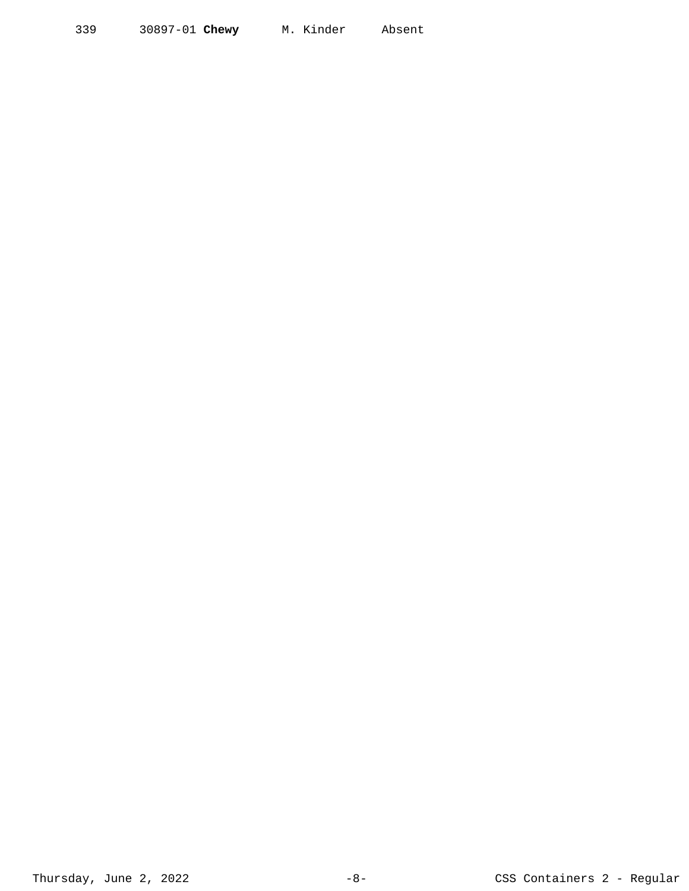| | | | | |
|---|---|---|---|---|
| 339 | 30897-01 | **Chewy** | M. Kinder | Absent |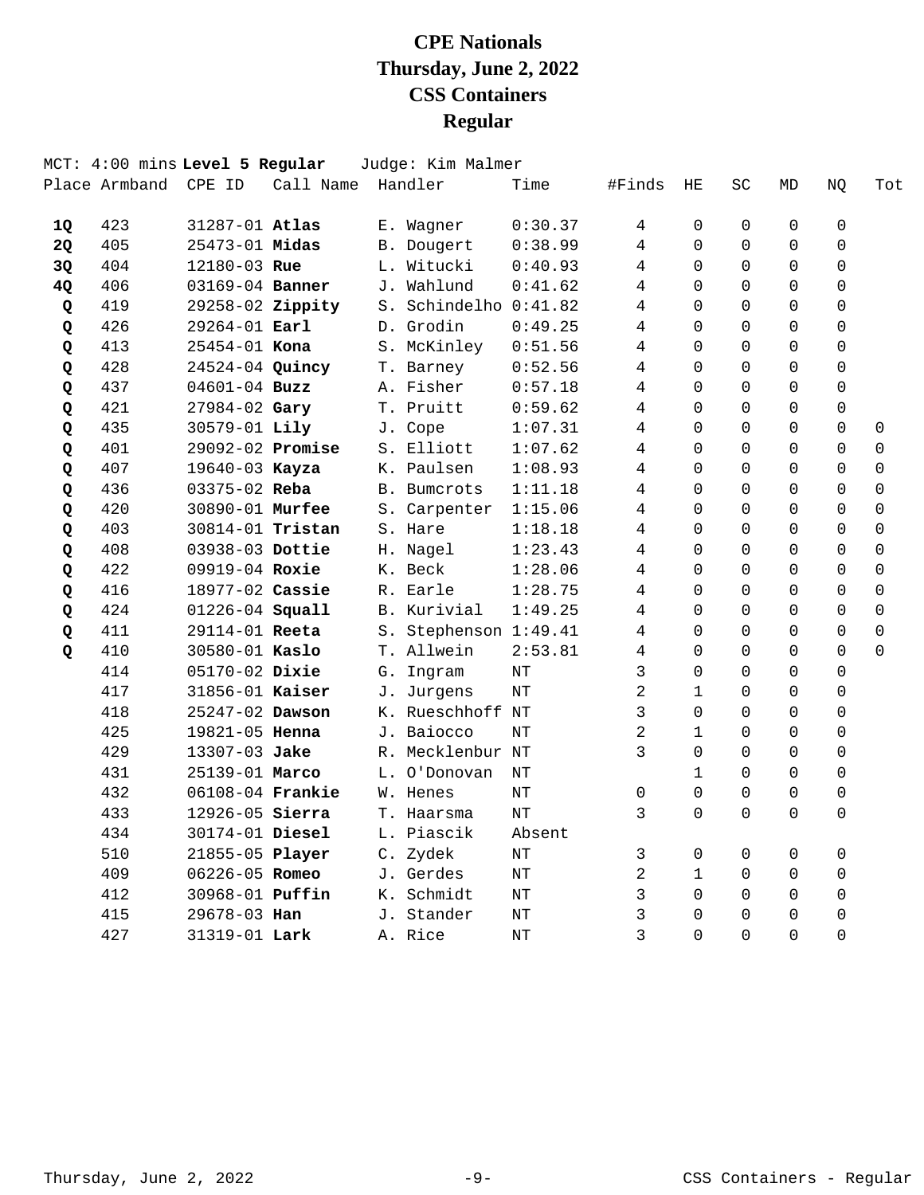# CPE Nationals
# Thursday, June 2, 2022
# CSS Containers
# Regular

MCT: 4:00 mins **Level 5 Regular** Judge: Kim Malmer

| Place | Armband | CPE ID | Call Name | Handler | Time | #Finds | HE | SC | MD | NQ | Tot |
|---|---|---|---|---|---|---|---|---|---|---|---|
| **1Q** | 423 | 31287-01 | **Atlas** | E. Wagner | 0:30.37 | 4 | 0 | 0 | 0 | 0 | |
| **2Q** | 405 | 25473-01 | **Midas** | B. Dougert | 0:38.99 | 4 | 0 | 0 | 0 | 0 | |
| **3Q** | 404 | 12180-03 | **Rue** | L. Witucki | 0:40.93 | 4 | 0 | 0 | 0 | 0 | |
| **4Q** | 406 | 03169-04 | **Banner** | J. Wahlund | 0:41.62 | 4 | 0 | 0 | 0 | 0 | |
| **Q** | 419 | 29258-02 | **Zippity** | S. Schindelho | 0:41.82 | 4 | 0 | 0 | 0 | 0 | |
| **Q** | 426 | 29264-01 | **Earl** | D. Grodin | 0:49.25 | 4 | 0 | 0 | 0 | 0 | |
| **Q** | 413 | 25454-01 | **Kona** | S. McKinley | 0:51.56 | 4 | 0 | 0 | 0 | 0 | |
| **Q** | 428 | 24524-04 | **Quincy** | T. Barney | 0:52.56 | 4 | 0 | 0 | 0 | 0 | |
| **Q** | 437 | 04601-04 | **Buzz** | A. Fisher | 0:57.18 | 4 | 0 | 0 | 0 | 0 | |
| **Q** | 421 | 27984-02 | **Gary** | T. Pruitt | 0:59.62 | 4 | 0 | 0 | 0 | 0 | |
| **Q** | 435 | 30579-01 | **Lily** | J. Cope | 1:07.31 | 4 | 0 | 0 | 0 | 0 | 0 |
| **Q** | 401 | 29092-02 | **Promise** | S. Elliott | 1:07.62 | 4 | 0 | 0 | 0 | 0 | 0 |
| **Q** | 407 | 19640-03 | **Kayza** | K. Paulsen | 1:08.93 | 4 | 0 | 0 | 0 | 0 | 0 |
| **Q** | 436 | 03375-02 | **Reba** | B. Bumcrots | 1:11.18 | 4 | 0 | 0 | 0 | 0 | 0 |
| **Q** | 420 | 30890-01 | **Murfee** | S. Carpenter | 1:15.06 | 4 | 0 | 0 | 0 | 0 | 0 |
| **Q** | 403 | 30814-01 | **Tristan** | S. Hare | 1:18.18 | 4 | 0 | 0 | 0 | 0 | 0 |
| **Q** | 408 | 03938-03 | **Dottie** | H. Nagel | 1:23.43 | 4 | 0 | 0 | 0 | 0 | 0 |
| **Q** | 422 | 09919-04 | **Roxie** | K. Beck | 1:28.06 | 4 | 0 | 0 | 0 | 0 | 0 |
| **Q** | 416 | 18977-02 | **Cassie** | R. Earle | 1:28.75 | 4 | 0 | 0 | 0 | 0 | 0 |
| **Q** | 424 | 01226-04 | **Squall** | B. Kurivial | 1:49.25 | 4 | 0 | 0 | 0 | 0 | 0 |
| **Q** | 411 | 29114-01 | **Reeta** | S. Stephenson | 1:49.41 | 4 | 0 | 0 | 0 | 0 | 0 |
| **Q** | 410 | 30580-01 | **Kaslo** | T. Allwein | 2:53.81 | 4 | 0 | 0 | 0 | 0 | 0 |
| | 414 | 05170-02 | **Dixie** | G. Ingram | NT | 3 | 0 | 0 | 0 | 0 | |
| | 417 | 31856-01 | **Kaiser** | J. Jurgens | NT | 2 | 1 | 0 | 0 | 0 | |
| | 418 | 25247-02 | **Dawson** | K. Rueschhoff | NT | 3 | 0 | 0 | 0 | 0 | |
| | 425 | 19821-05 | **Henna** | J. Baiocco | NT | 2 | 1 | 0 | 0 | 0 | |
| | 429 | 13307-03 | **Jake** | R. Mecklenbur | NT | 3 | 0 | 0 | 0 | 0 | |
| | 431 | 25139-01 | **Marco** | L. O'Donovan | NT | | 1 | 0 | 0 | 0 | |
| | 432 | 06108-04 | **Frankie** | W. Henes | NT | 0 | 0 | 0 | 0 | 0 | |
| | 433 | 12926-05 | **Sierra** | T. Haarsma | NT | 3 | 0 | 0 | 0 | 0 | |
| | 434 | 30174-01 | **Diesel** | L. Piascik | Absent | | | | | | |
| | 510 | 21855-05 | **Player** | C. Zydek | NT | 3 | 0 | 0 | 0 | 0 | |
| | 409 | 06226-05 | **Romeo** | J. Gerdes | NT | 2 | 1 | 0 | 0 | 0 | |
| | 412 | 30968-01 | **Puffin** | K. Schmidt | NT | 3 | 0 | 0 | 0 | 0 | |
| | 415 | 29678-03 | **Han** | J. Stander | NT | 3 | 0 | 0 | 0 | 0 | |
| | 427 | 31319-01 | **Lark** | A. Rice | NT | 3 | 0 | 0 | 0 | 0 | |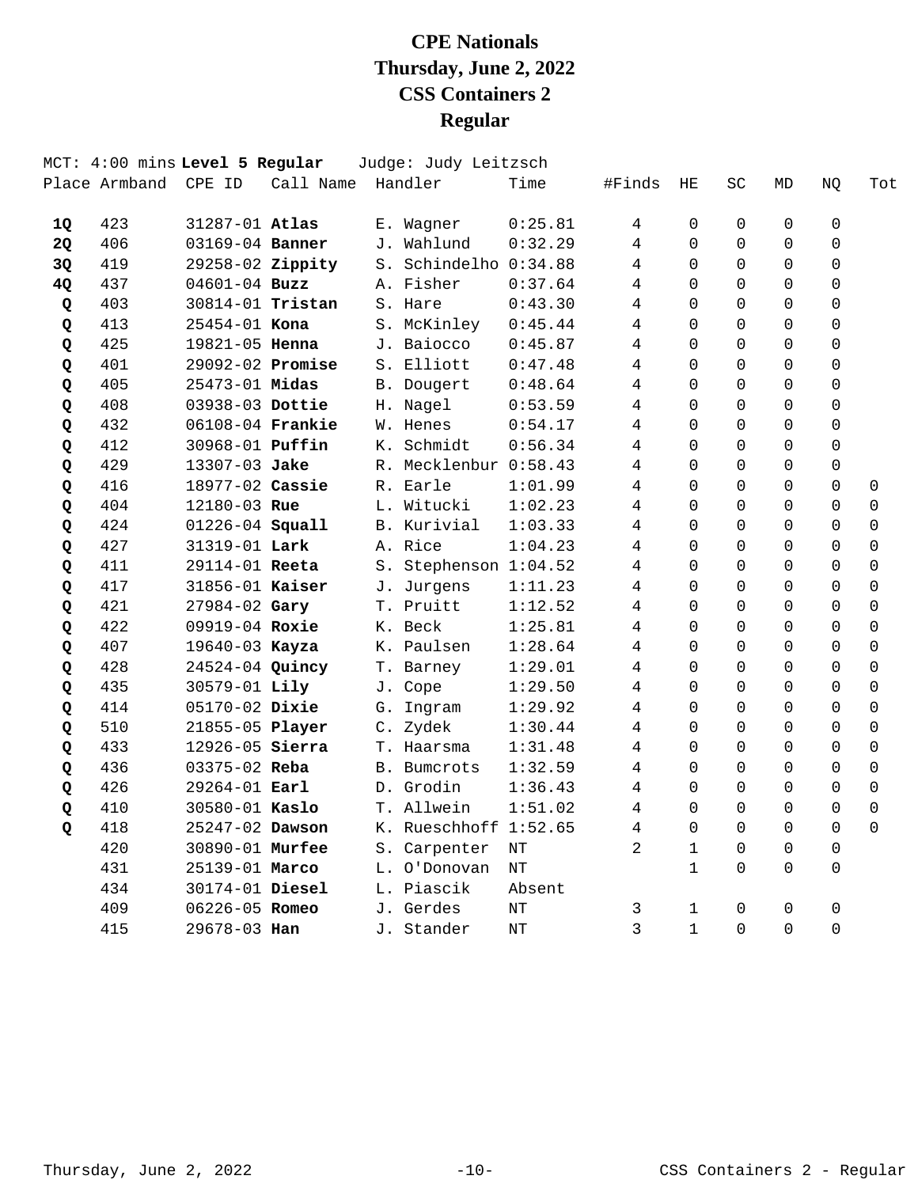# CPE Nationals
## Thursday, June 2, 2022
## CSS Containers 2
## Regular

MCT: 4:00 mins **Level 5 Regular** Judge: Judy Leitzsch

| Place | Armband | CPE ID | Call Name | Handler | Time | #Finds | HE | SC | MD | NQ | Tot |
|---|---|---|---|---|---|---|---|---|---|---|---|
| **1Q** | 423 | 31287-01 | **Atlas** | E. Wagner | 0:25.81 | 4 | 0 | 0 | 0 | 0 | |
| **2Q** | 406 | 03169-04 | **Banner** | J. Wahlund | 0:32.29 | 4 | 0 | 0 | 0 | 0 | |
| **3Q** | 419 | 29258-02 | **Zippity** | S. Schindelho | 0:34.88 | 4 | 0 | 0 | 0 | 0 | |
| **4Q** | 437 | 04601-04 | **Buzz** | A. Fisher | 0:37.64 | 4 | 0 | 0 | 0 | 0 | |
| **Q** | 403 | 30814-01 | **Tristan** | S. Hare | 0:43.30 | 4 | 0 | 0 | 0 | 0 | |
| **Q** | 413 | 25454-01 | **Kona** | S. McKinley | 0:45.44 | 4 | 0 | 0 | 0 | 0 | |
| **Q** | 425 | 19821-05 | **Henna** | J. Baiocco | 0:45.87 | 4 | 0 | 0 | 0 | 0 | |
| **Q** | 401 | 29092-02 | **Promise** | S. Elliott | 0:47.48 | 4 | 0 | 0 | 0 | 0 | |
| **Q** | 405 | 25473-01 | **Midas** | B. Dougert | 0:48.64 | 4 | 0 | 0 | 0 | 0 | |
| **Q** | 408 | 03938-03 | **Dottie** | H. Nagel | 0:53.59 | 4 | 0 | 0 | 0 | 0 | |
| **Q** | 432 | 06108-04 | **Frankie** | W. Henes | 0:54.17 | 4 | 0 | 0 | 0 | 0 | |
| **Q** | 412 | 30968-01 | **Puffin** | K. Schmidt | 0:56.34 | 4 | 0 | 0 | 0 | 0 | |
| **Q** | 429 | 13307-03 | **Jake** | R. Mecklenbur | 0:58.43 | 4 | 0 | 0 | 0 | 0 | |
| **Q** | 416 | 18977-02 | **Cassie** | R. Earle | 1:01.99 | 4 | 0 | 0 | 0 | 0 | 0 |
| **Q** | 404 | 12180-03 | **Rue** | L. Witucki | 1:02.23 | 4 | 0 | 0 | 0 | 0 | 0 |
| **Q** | 424 | 01226-04 | **Squall** | B. Kurivial | 1:03.33 | 4 | 0 | 0 | 0 | 0 | 0 |
| **Q** | 427 | 31319-01 | **Lark** | A. Rice | 1:04.23 | 4 | 0 | 0 | 0 | 0 | 0 |
| **Q** | 411 | 29114-01 | **Reeta** | S. Stephenson | 1:04.52 | 4 | 0 | 0 | 0 | 0 | 0 |
| **Q** | 417 | 31856-01 | **Kaiser** | J. Jurgens | 1:11.23 | 4 | 0 | 0 | 0 | 0 | 0 |
| **Q** | 421 | 27984-02 | **Gary** | T. Pruitt | 1:12.52 | 4 | 0 | 0 | 0 | 0 | 0 |
| **Q** | 422 | 09919-04 | **Roxie** | K. Beck | 1:25.81 | 4 | 0 | 0 | 0 | 0 | 0 |
| **Q** | 407 | 19640-03 | **Kayza** | K. Paulsen | 1:28.64 | 4 | 0 | 0 | 0 | 0 | 0 |
| **Q** | 428 | 24524-04 | **Quincy** | T. Barney | 1:29.01 | 4 | 0 | 0 | 0 | 0 | 0 |
| **Q** | 435 | 30579-01 | **Lily** | J. Cope | 1:29.50 | 4 | 0 | 0 | 0 | 0 | 0 |
| **Q** | 414 | 05170-02 | **Dixie** | G. Ingram | 1:29.92 | 4 | 0 | 0 | 0 | 0 | 0 |
| **Q** | 510 | 21855-05 | **Player** | C. Zydek | 1:30.44 | 4 | 0 | 0 | 0 | 0 | 0 |
| **Q** | 433 | 12926-05 | **Sierra** | T. Haarsma | 1:31.48 | 4 | 0 | 0 | 0 | 0 | 0 |
| **Q** | 436 | 03375-02 | **Reba** | B. Bumcrots | 1:32.59 | 4 | 0 | 0 | 0 | 0 | 0 |
| **Q** | 426 | 29264-01 | **Earl** | D. Grodin | 1:36.43 | 4 | 0 | 0 | 0 | 0 | 0 |
| **Q** | 410 | 30580-01 | **Kaslo** | T. Allwein | 1:51.02 | 4 | 0 | 0 | 0 | 0 | 0 |
| **Q** | 418 | 25247-02 | **Dawson** | K. Rueschhoff | 1:52.65 | 4 | 0 | 0 | 0 | 0 | 0 |
| | 420 | 30890-01 | **Murfee** | S. Carpenter | NT | 2 | 1 | 0 | 0 | 0 | |
| | 431 | 25139-01 | **Marco** | L. O'Donovan | NT | | 1 | 0 | 0 | 0 | |
| | 434 | 30174-01 | **Diesel** | L. Piascik | Absent | | | | | | |
| | 409 | 06226-05 | **Romeo** | J. Gerdes | NT | 3 | 1 | 0 | 0 | 0 | |
| | 415 | 29678-03 | **Han** | J. Stander | NT | 3 | 1 | 0 | 0 | 0 | |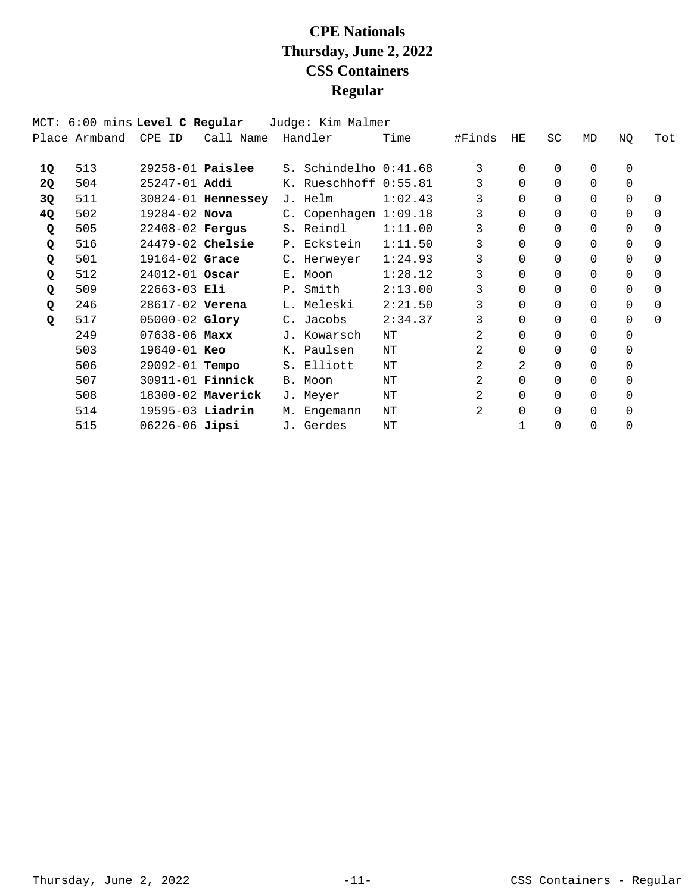# CPE Nationals
# Thursday, June 2, 2022
# CSS Containers
# Regular

MCT: 6:00 mins **Level C Regular** Judge: Kim Malmer

| Place | Armband | CPE ID | Call Name | Handler | Time | #Finds | HE | SC | MD | NQ | Tot |
|---|---|---|---|---|---|---|---|---|---|---|---|
| **1Q** | 513 | 29258-01 | **Paislee** | S. Schindelho | 0:41.68 | 3 | 0 | 0 | 0 | 0 | |
| **2Q** | 504 | 25247-01 | **Addi** | K. Rueschhoff | 0:55.81 | 3 | 0 | 0 | 0 | 0 | |
| **3Q** | 511 | 30824-01 | **Hennessey** | J. Helm | 1:02.43 | 3 | 0 | 0 | 0 | 0 | 0 |
| **4Q** | 502 | 19284-02 | **Nova** | C. Copenhagen | 1:09.18 | 3 | 0 | 0 | 0 | 0 | 0 |
| **Q** | 505 | 22408-02 | **Fergus** | S. Reindl | 1:11.00 | 3 | 0 | 0 | 0 | 0 | 0 |
| **Q** | 516 | 24479-02 | **Chelsie** | P. Eckstein | 1:11.50 | 3 | 0 | 0 | 0 | 0 | 0 |
| **Q** | 501 | 19164-02 | **Grace** | C. Herweyer | 1:24.93 | 3 | 0 | 0 | 0 | 0 | 0 |
| **Q** | 512 | 24012-01 | **Oscar** | E. Moon | 1:28.12 | 3 | 0 | 0 | 0 | 0 | 0 |
| **Q** | 509 | 22663-03 | **Eli** | P. Smith | 2:13.00 | 3 | 0 | 0 | 0 | 0 | 0 |
| **Q** | 246 | 28617-02 | **Verena** | L. Meleski | 2:21.50 | 3 | 0 | 0 | 0 | 0 | 0 |
| **Q** | 517 | 05000-02 | **Glory** | C. Jacobs | 2:34.37 | 3 | 0 | 0 | 0 | 0 | 0 |
| | 249 | 07638-06 | **Maxx** | J. Kowarsch | NT | 2 | 0 | 0 | 0 | 0 | |
| | 503 | 19640-01 | **Keo** | K. Paulsen | NT | 2 | 0 | 0 | 0 | 0 | |
| | 506 | 29092-01 | **Tempo** | S. Elliott | NT | 2 | 2 | 0 | 0 | 0 | |
| | 507 | 30911-01 | **Finnick** | B. Moon | NT | 2 | 0 | 0 | 0 | 0 | |
| | 508 | 18300-02 | **Maverick** | J. Meyer | NT | 2 | 0 | 0 | 0 | 0 | |
| | 514 | 19595-03 | **Liadrin** | M. Engemann | NT | 2 | 0 | 0 | 0 | 0 | |
| | 515 | 06226-06 | **Jipsi** | J. Gerdes | NT | | 1 | 0 | 0 | 0 | |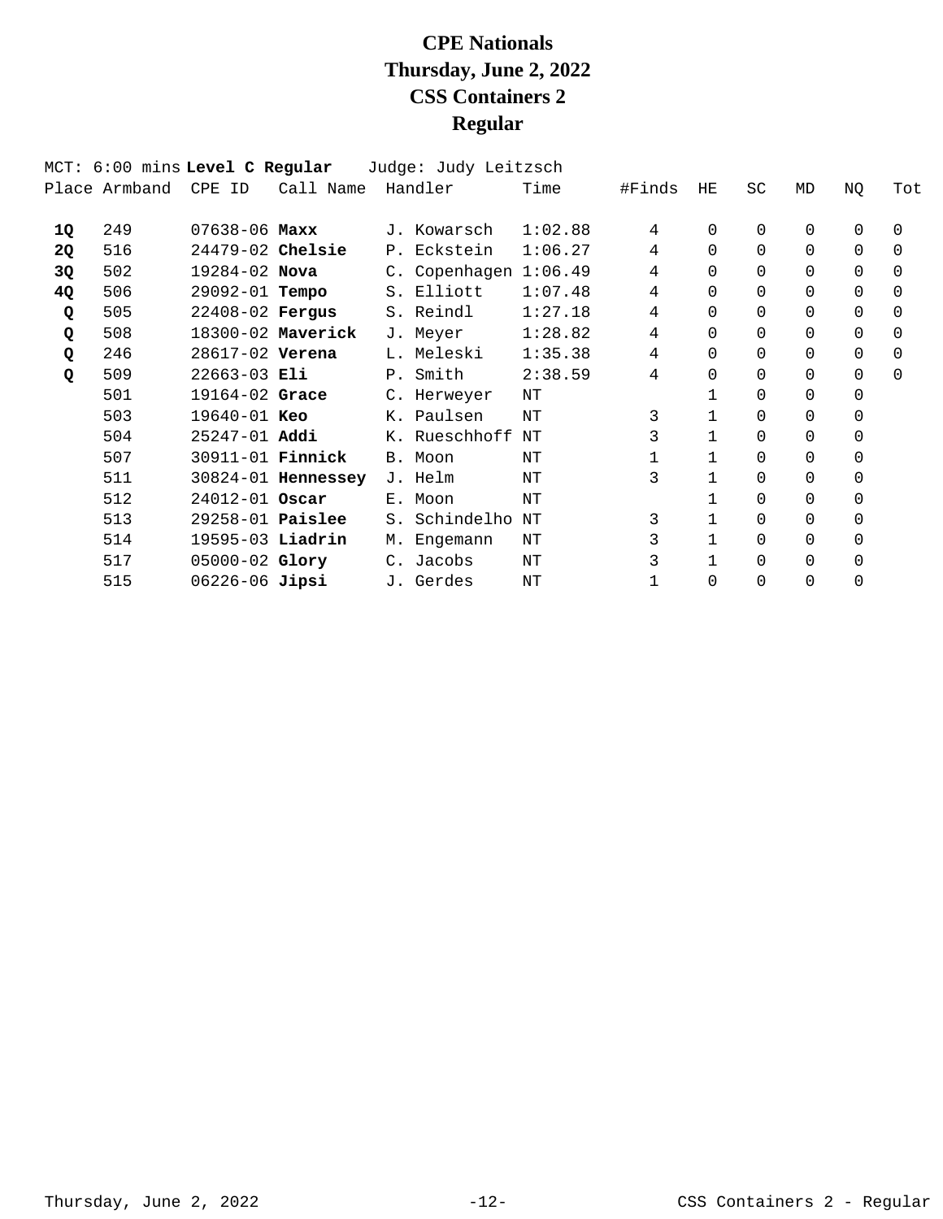# CPE Nationals
# Thursday, June 2, 2022
# CSS Containers 2
# Regular

MCT: 6:00 mins **Level C Regular** Judge: Judy Leitzsch

| Place | Armband | CPE ID | Call Name | Handler | Time | #Finds | HE | SC | MD | NQ | Tot |
|---|---|---|---|---|---|---|---|---|---|---|---|
| **1Q** | 249 | 07638-06 | **Maxx** | J. Kowarsch | 1:02.88 | 4 | 0 | 0 | 0 | 0 | 0 |
| **2Q** | 516 | 24479-02 | **Chelsie** | P. Eckstein | 1:06.27 | 4 | 0 | 0 | 0 | 0 | 0 |
| **3Q** | 502 | 19284-02 | **Nova** | C. Copenhagen | 1:06.49 | 4 | 0 | 0 | 0 | 0 | 0 |
| **4Q** | 506 | 29092-01 | **Tempo** | S. Elliott | 1:07.48 | 4 | 0 | 0 | 0 | 0 | 0 |
| **Q** | 505 | 22408-02 | **Fergus** | S. Reindl | 1:27.18 | 4 | 0 | 0 | 0 | 0 | 0 |
| **Q** | 508 | 18300-02 | **Maverick** | J. Meyer | 1:28.82 | 4 | 0 | 0 | 0 | 0 | 0 |
| **Q** | 246 | 28617-02 | **Verena** | L. Meleski | 1:35.38 | 4 | 0 | 0 | 0 | 0 | 0 |
| **Q** | 509 | 22663-03 | **Eli** | P. Smith | 2:38.59 | 4 | 0 | 0 | 0 | 0 | 0 |
| | 501 | 19164-02 | **Grace** | C. Herweyer | NT | | 1 | 0 | 0 | 0 | |
| | 503 | 19640-01 | **Keo** | K. Paulsen | NT | 3 | 1 | 0 | 0 | 0 | |
| | 504 | 25247-01 | **Addi** | K. Rueschhoff | NT | 3 | 1 | 0 | 0 | 0 | |
| | 507 | 30911-01 | **Finnick** | B. Moon | NT | 1 | 1 | 0 | 0 | 0 | |
| | 511 | 30824-01 | **Hennessey** | J. Helm | NT | 3 | 1 | 0 | 0 | 0 | |
| | 512 | 24012-01 | **Oscar** | E. Moon | NT | | 1 | 0 | 0 | 0 | |
| | 513 | 29258-01 | **Paislee** | S. Schindelho | NT | 3 | 1 | 0 | 0 | 0 | |
| | 514 | 19595-03 | **Liadrin** | M. Engemann | NT | 3 | 1 | 0 | 0 | 0 | |
| | 517 | 05000-02 | **Glory** | C. Jacobs | NT | 3 | 1 | 0 | 0 | 0 | |
| | 515 | 06226-06 | **Jipsi** | J. Gerdes | NT | 1 | 0 | 0 | 0 | 0 | |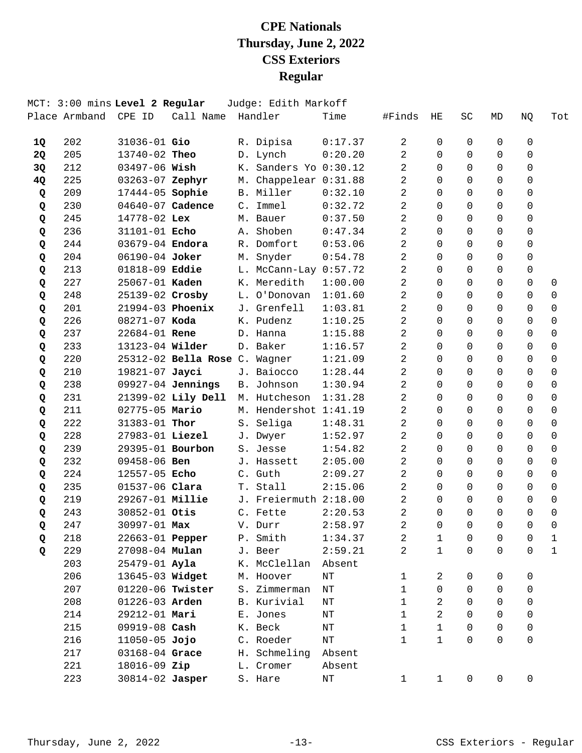# CPE Nationals
# Thursday, June 2, 2022
# CSS Exteriors
# Regular

MCT: 3:00 mins **Level 2 Regular** Judge: Edith Markoff

| Place | Armband | CPE ID | Call Name | Handler | Time | #Finds | HE | SC | MD | NQ | Tot |
|---|---|---|---|---|---|---|---|---|---|---|---|
| **1Q** | 202 | 31036-01 | **Gio** | R. Dipisa | 0:17.37 | 2 | 0 | 0 | 0 | 0 | |
| **2Q** | 205 | 13740-02 | **Theo** | D. Lynch | 0:20.20 | 2 | 0 | 0 | 0 | 0 | |
| **3Q** | 212 | 03497-06 | **Wish** | K. Sanders Yo | 0:30.12 | 2 | 0 | 0 | 0 | 0 | |
| **4Q** | 225 | 03263-07 | **Zephyr** | M. Chappelear | 0:31.88 | 2 | 0 | 0 | 0 | 0 | |
| **Q** | 209 | 17444-05 | **Sophie** | B. Miller | 0:32.10 | 2 | 0 | 0 | 0 | 0 | |
| **Q** | 230 | 04640-07 | **Cadence** | C. Immel | 0:32.72 | 2 | 0 | 0 | 0 | 0 | |
| **Q** | 245 | 14778-02 | **Lex** | M. Bauer | 0:37.50 | 2 | 0 | 0 | 0 | 0 | |
| **Q** | 236 | 31101-01 | **Echo** | A. Shoben | 0:47.34 | 2 | 0 | 0 | 0 | 0 | |
| **Q** | 244 | 03679-04 | **Endora** | R. Domfort | 0:53.06 | 2 | 0 | 0 | 0 | 0 | |
| **Q** | 204 | 06190-04 | **Joker** | M. Snyder | 0:54.78 | 2 | 0 | 0 | 0 | 0 | |
| **Q** | 213 | 01818-09 | **Eddie** | L. McCann-Lay | 0:57.72 | 2 | 0 | 0 | 0 | 0 | |
| **Q** | 227 | 25067-01 | **Kaden** | K. Meredith | 1:00.00 | 2 | 0 | 0 | 0 | 0 | 0 |
| **Q** | 248 | 25139-02 | **Crosby** | L. O'Donovan | 1:01.60 | 2 | 0 | 0 | 0 | 0 | 0 |
| **Q** | 201 | 21994-03 | **Phoenix** | J. Grenfell | 1:03.81 | 2 | 0 | 0 | 0 | 0 | 0 |
| **Q** | 226 | 08271-07 | **Koda** | K. Pudenz | 1:10.25 | 2 | 0 | 0 | 0 | 0 | 0 |
| **Q** | 237 | 22684-01 | **Rene** | D. Hanna | 1:15.88 | 2 | 0 | 0 | 0 | 0 | 0 |
| **Q** | 233 | 13123-04 | **Wilder** | D. Baker | 1:16.57 | 2 | 0 | 0 | 0 | 0 | 0 |
| **Q** | 220 | 25312-02 | **Bella Rose** | C. Wagner | 1:21.09 | 2 | 0 | 0 | 0 | 0 | 0 |
| **Q** | 210 | 19821-07 | **Jayci** | J. Baiocco | 1:28.44 | 2 | 0 | 0 | 0 | 0 | 0 |
| **Q** | 238 | 09927-04 | **Jennings** | B. Johnson | 1:30.94 | 2 | 0 | 0 | 0 | 0 | 0 |
| **Q** | 231 | 21399-02 | **Lily Dell** | M. Hutcheson | 1:31.28 | 2 | 0 | 0 | 0 | 0 | 0 |
| **Q** | 211 | 02775-05 | **Mario** | M. Hendershot | 1:41.19 | 2 | 0 | 0 | 0 | 0 | 0 |
| **Q** | 222 | 31383-01 | **Thor** | S. Seliga | 1:48.31 | 2 | 0 | 0 | 0 | 0 | 0 |
| **Q** | 228 | 27983-01 | **Liezel** | J. Dwyer | 1:52.97 | 2 | 0 | 0 | 0 | 0 | 0 |
| **Q** | 239 | 29395-01 | **Bourbon** | S. Jesse | 1:54.82 | 2 | 0 | 0 | 0 | 0 | 0 |
| **Q** | 232 | 09458-06 | **Ben** | J. Hassett | 2:05.00 | 2 | 0 | 0 | 0 | 0 | 0 |
| **Q** | 224 | 12557-05 | **Echo** | C. Guth | 2:09.27 | 2 | 0 | 0 | 0 | 0 | 0 |
| **Q** | 235 | 01537-06 | **Clara** | T. Stall | 2:15.06 | 2 | 0 | 0 | 0 | 0 | 0 |
| **Q** | 219 | 29267-01 | **Millie** | J. Freiermuth | 2:18.00 | 2 | 0 | 0 | 0 | 0 | 0 |
| **Q** | 243 | 30852-01 | **Otis** | C. Fette | 2:20.53 | 2 | 0 | 0 | 0 | 0 | 0 |
| **Q** | 247 | 30997-01 | **Max** | V. Durr | 2:58.97 | 2 | 0 | 0 | 0 | 0 | 0 |
| **Q** | 218 | 22663-01 | **Pepper** | P. Smith | 1:34.37 | 2 | 1 | 0 | 0 | 0 | 1 |
| **Q** | 229 | 27098-04 | **Mulan** | J. Beer | 2:59.21 | 2 | 1 | 0 | 0 | 0 | 1 |
| | 203 | 25479-01 | **Ayla** | K. McClellan | Absent | | | | | | |
| | 206 | 13645-03 | **Widget** | M. Hoover | NT | 1 | 2 | 0 | 0 | 0 | |
| | 207 | 01220-06 | **Twister** | S. Zimmerman | NT | 1 | 0 | 0 | 0 | 0 | |
| | 208 | 01226-03 | **Arden** | B. Kurivial | NT | 1 | 2 | 0 | 0 | 0 | |
| | 214 | 29212-01 | **Mari** | E. Jones | NT | 1 | 2 | 0 | 0 | 0 | |
| | 215 | 09919-08 | **Cash** | K. Beck | NT | 1 | 1 | 0 | 0 | 0 | |
| | 216 | 11050-05 | **Jojo** | C. Roeder | NT | 1 | 1 | 0 | 0 | 0 | |
| | 217 | 03168-04 | **Grace** | H. Schmeling | Absent | | | | | | |
| | 221 | 18016-09 | **Zip** | L. Cromer | Absent | | | | | | |
| | 223 | 30814-02 | **Jasper** | S. Hare | NT | 1 | 1 | 0 | 0 | 0 | |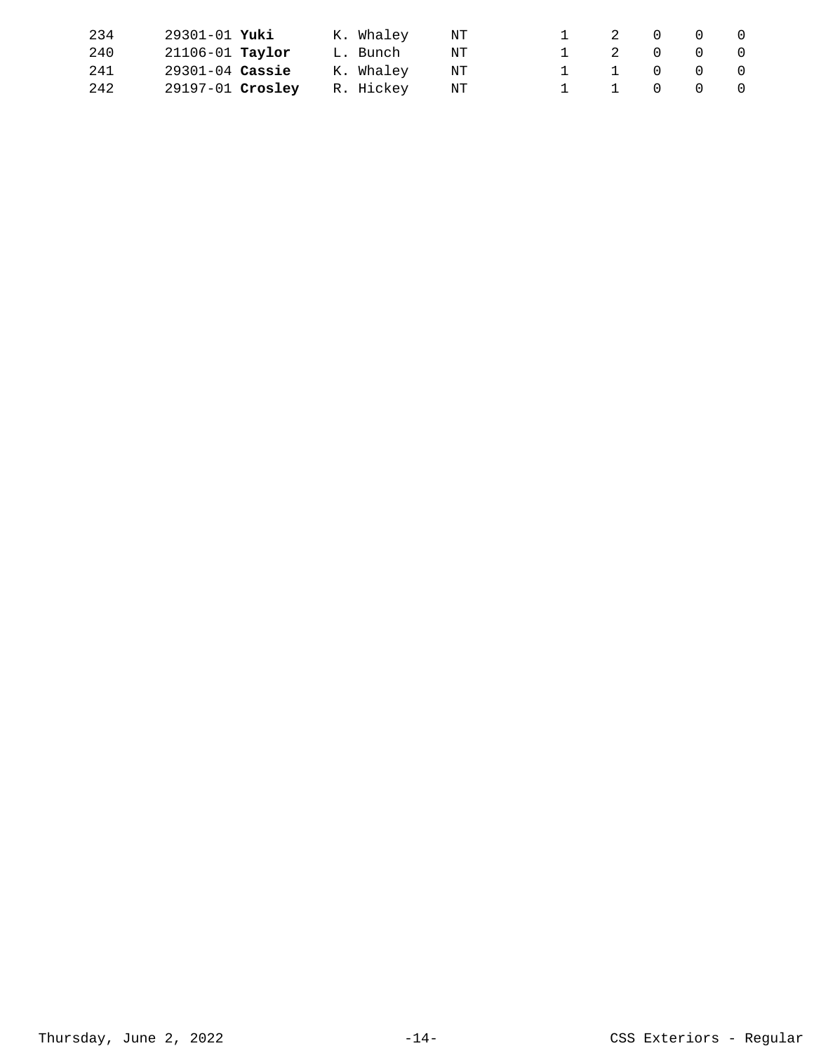| | | | | | | | | |
|---|---|---|---|---|---|---|---|---|
| 234 | 29301-01 **Yuki** | K. Whaley | NT | 1 | 2 | 0 | 0 | 0 |
| 240 | 21106-01 **Taylor** | L. Bunch | NT | 1 | 2 | 0 | 0 | 0 |
| 241 | 29301-04 **Cassie** | K. Whaley | NT | 1 | 1 | 0 | 0 | 0 |
| 242 | 29197-01 **Crosley** | R. Hickey | NT | 1 | 1 | 0 | 0 | 0 |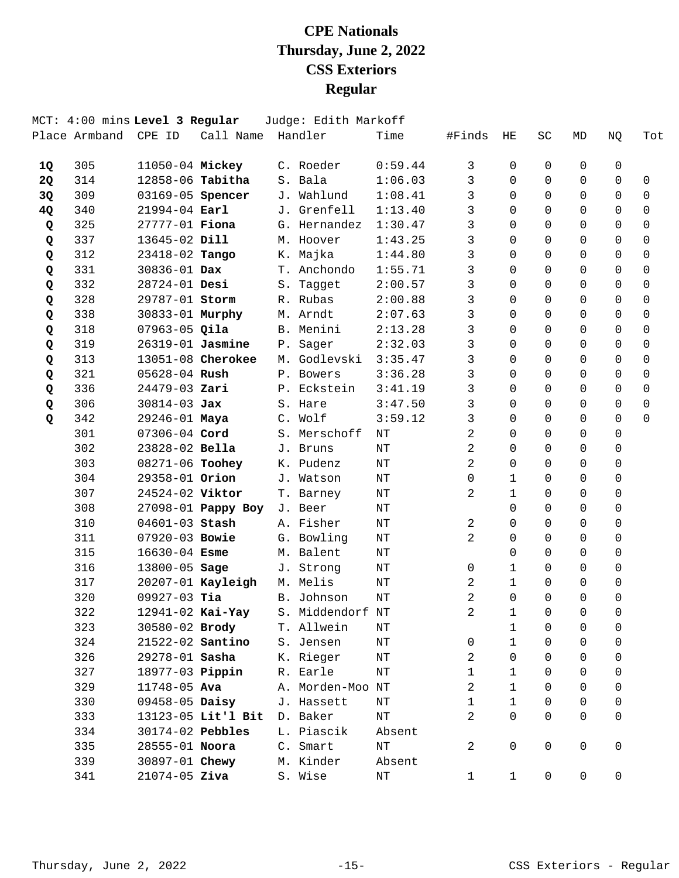# CPE Nationals
# Thursday, June 2, 2022
# CSS Exteriors
# Regular

MCT: 4:00 mins **Level 3 Regular** Judge: Edith Markoff

| Place | Armband | CPE ID | Call Name | Handler | Time | #Finds | HE | SC | MD | NQ | Tot |
|---|---|---|---|---|---|---|---|---|---|---|---|
| **1Q** | 305 | 11050-04 | **Mickey** | C. Roeder | 0:59.44 | 3 | 0 | 0 | 0 | 0 | |
| **2Q** | 314 | 12858-06 | **Tabitha** | S. Bala | 1:06.03 | 3 | 0 | 0 | 0 | 0 | 0 |
| **3Q** | 309 | 03169-05 | **Spencer** | J. Wahlund | 1:08.41 | 3 | 0 | 0 | 0 | 0 | 0 |
| **4Q** | 340 | 21994-04 | **Earl** | J. Grenfell | 1:13.40 | 3 | 0 | 0 | 0 | 0 | 0 |
| **Q** | 325 | 27777-01 | **Fiona** | G. Hernandez | 1:30.47 | 3 | 0 | 0 | 0 | 0 | 0 |
| **Q** | 337 | 13645-02 | **Dill** | M. Hoover | 1:43.25 | 3 | 0 | 0 | 0 | 0 | 0 |
| **Q** | 312 | 23418-02 | **Tango** | K. Majka | 1:44.80 | 3 | 0 | 0 | 0 | 0 | 0 |
| **Q** | 331 | 30836-01 | **Dax** | T. Anchondo | 1:55.71 | 3 | 0 | 0 | 0 | 0 | 0 |
| **Q** | 332 | 28724-01 | **Desi** | S. Tagget | 2:00.57 | 3 | 0 | 0 | 0 | 0 | 0 |
| **Q** | 328 | 29787-01 | **Storm** | R. Rubas | 2:00.88 | 3 | 0 | 0 | 0 | 0 | 0 |
| **Q** | 338 | 30833-01 | **Murphy** | M. Arndt | 2:07.63 | 3 | 0 | 0 | 0 | 0 | 0 |
| **Q** | 318 | 07963-05 | **Qila** | B. Menini | 2:13.28 | 3 | 0 | 0 | 0 | 0 | 0 |
| **Q** | 319 | 26319-01 | **Jasmine** | P. Sager | 2:32.03 | 3 | 0 | 0 | 0 | 0 | 0 |
| **Q** | 313 | 13051-08 | **Cherokee** | M. Godlevski | 3:35.47 | 3 | 0 | 0 | 0 | 0 | 0 |
| **Q** | 321 | 05628-04 | **Rush** | P. Bowers | 3:36.28 | 3 | 0 | 0 | 0 | 0 | 0 |
| **Q** | 336 | 24479-03 | **Zari** | P. Eckstein | 3:41.19 | 3 | 0 | 0 | 0 | 0 | 0 |
| **Q** | 306 | 30814-03 | **Jax** | S. Hare | 3:47.50 | 3 | 0 | 0 | 0 | 0 | 0 |
| **Q** | 342 | 29246-01 | **Maya** | C. Wolf | 3:59.12 | 3 | 0 | 0 | 0 | 0 | 0 |
| | 301 | 07306-04 | **Cord** | S. Merschoff | NT | 2 | 0 | 0 | 0 | 0 | |
| | 302 | 23828-02 | **Bella** | J. Bruns | NT | 2 | 0 | 0 | 0 | 0 | |
| | 303 | 08271-06 | **Toohey** | K. Pudenz | NT | 2 | 0 | 0 | 0 | 0 | |
| | 304 | 29358-01 | **Orion** | J. Watson | NT | 0 | 1 | 0 | 0 | 0 | |
| | 307 | 24524-02 | **Viktor** | T. Barney | NT | 2 | 1 | 0 | 0 | 0 | |
| | 308 | 27098-01 | **Pappy Boy** | J. Beer | NT | | 0 | 0 | 0 | 0 | |
| | 310 | 04601-03 | **Stash** | A. Fisher | NT | 2 | 0 | 0 | 0 | 0 | |
| | 311 | 07920-03 | **Bowie** | G. Bowling | NT | 2 | 0 | 0 | 0 | 0 | |
| | 315 | 16630-04 | **Esme** | M. Balent | NT | | 0 | 0 | 0 | 0 | |
| | 316 | 13800-05 | **Sage** | J. Strong | NT | 0 | 1 | 0 | 0 | 0 | |
| | 317 | 20207-01 | **Kayleigh** | M. Melis | NT | 2 | 1 | 0 | 0 | 0 | |
| | 320 | 09927-03 | **Tia** | B. Johnson | NT | 2 | 0 | 0 | 0 | 0 | |
| | 322 | 12941-02 | **Kai-Yay** | S. Middendorf | NT | 2 | 1 | 0 | 0 | 0 | |
| | 323 | 30580-02 | **Brody** | T. Allwein | NT | | 1 | 0 | 0 | 0 | |
| | 324 | 21522-02 | **Santino** | S. Jensen | NT | 0 | 1 | 0 | 0 | 0 | |
| | 326 | 29278-01 | **Sasha** | K. Rieger | NT | 2 | 0 | 0 | 0 | 0 | |
| | 327 | 18977-03 | **Pippin** | R. Earle | NT | 1 | 1 | 0 | 0 | 0 | |
| | 329 | 11748-05 | **Ava** | A. Morden-Moo | NT | 2 | 1 | 0 | 0 | 0 | |
| | 330 | 09458-05 | **Daisy** | J. Hassett | NT | 1 | 1 | 0 | 0 | 0 | |
| | 333 | 13123-05 | **Lit'l Bit** | D. Baker | NT | 2 | 0 | 0 | 0 | 0 | |
| | 334 | 30174-02 | **Pebbles** | L. Piascik | Absent | | | | | | |
| | 335 | 28555-01 | **Noora** | C. Smart | NT | 2 | 0 | 0 | 0 | 0 | |
| | 339 | 30897-01 | **Chewy** | M. Kinder | Absent | | | | | | |
| | 341 | 21074-05 | **Ziva** | S. Wise | NT | 1 | 1 | 0 | 0 | 0 | |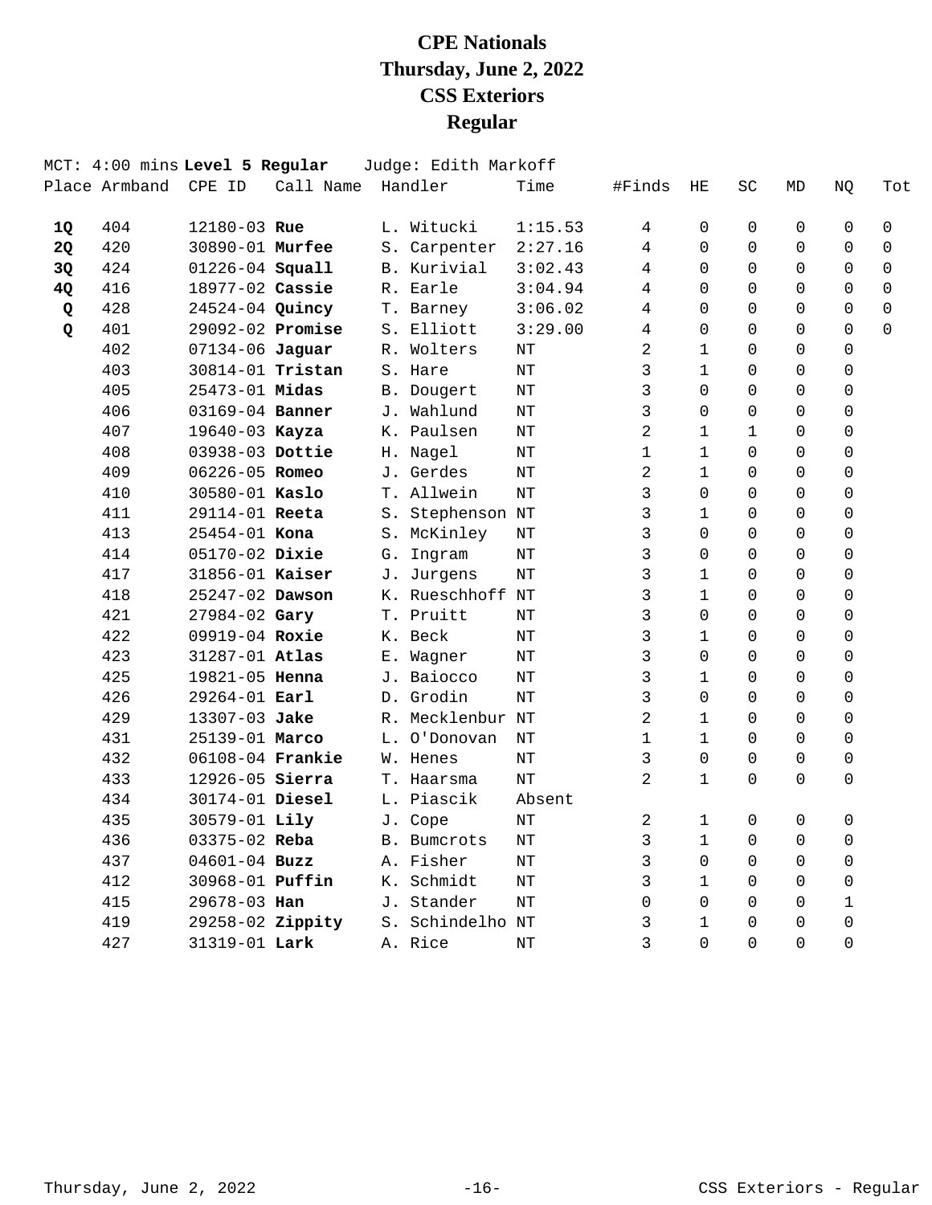# CPE Nationals
# Thursday, June 2, 2022
# CSS Exteriors
# Regular

MCT: 4:00 mins **Level 5 Regular** Judge: Edith Markoff

| Place | Armband | CPE ID | Call Name | Handler | Time | #Finds | HE | SC | MD | NQ | Tot |
|---|---|---|---|---|---|---|---|---|---|---|---|
| **1Q** | 404 | 12180-03 | **Rue** | L. Witucki | 1:15.53 | 4 | 0 | 0 | 0 | 0 | 0 |
| **2Q** | 420 | 30890-01 | **Murfee** | S. Carpenter | 2:27.16 | 4 | 0 | 0 | 0 | 0 | 0 |
| **3Q** | 424 | 01226-04 | **Squall** | B. Kurivial | 3:02.43 | 4 | 0 | 0 | 0 | 0 | 0 |
| **4Q** | 416 | 18977-02 | **Cassie** | R. Earle | 3:04.94 | 4 | 0 | 0 | 0 | 0 | 0 |
| **Q** | 428 | 24524-04 | **Quincy** | T. Barney | 3:06.02 | 4 | 0 | 0 | 0 | 0 | 0 |
| **Q** | 401 | 29092-02 | **Promise** | S. Elliott | 3:29.00 | 4 | 0 | 0 | 0 | 0 | 0 |
| | 402 | 07134-06 | **Jaguar** | R. Wolters | NT | 2 | 1 | 0 | 0 | 0 | |
| | 403 | 30814-01 | **Tristan** | S. Hare | NT | 3 | 1 | 0 | 0 | 0 | |
| | 405 | 25473-01 | **Midas** | B. Dougert | NT | 3 | 0 | 0 | 0 | 0 | |
| | 406 | 03169-04 | **Banner** | J. Wahlund | NT | 3 | 0 | 0 | 0 | 0 | |
| | 407 | 19640-03 | **Kayza** | K. Paulsen | NT | 2 | 1 | 1 | 0 | 0 | |
| | 408 | 03938-03 | **Dottie** | H. Nagel | NT | 1 | 1 | 0 | 0 | 0 | |
| | 409 | 06226-05 | **Romeo** | J. Gerdes | NT | 2 | 1 | 0 | 0 | 0 | |
| | 410 | 30580-01 | **Kaslo** | T. Allwein | NT | 3 | 0 | 0 | 0 | 0 | |
| | 411 | 29114-01 | **Reeta** | S. Stephenson | NT | 3 | 1 | 0 | 0 | 0 | |
| | 413 | 25454-01 | **Kona** | S. McKinley | NT | 3 | 0 | 0 | 0 | 0 | |
| | 414 | 05170-02 | **Dixie** | G. Ingram | NT | 3 | 0 | 0 | 0 | 0 | |
| | 417 | 31856-01 | **Kaiser** | J. Jurgens | NT | 3 | 1 | 0 | 0 | 0 | |
| | 418 | 25247-02 | **Dawson** | K. Rueschhoff | NT | 3 | 1 | 0 | 0 | 0 | |
| | 421 | 27984-02 | **Gary** | T. Pruitt | NT | 3 | 0 | 0 | 0 | 0 | |
| | 422 | 09919-04 | **Roxie** | K. Beck | NT | 3 | 1 | 0 | 0 | 0 | |
| | 423 | 31287-01 | **Atlas** | E. Wagner | NT | 3 | 0 | 0 | 0 | 0 | |
| | 425 | 19821-05 | **Henna** | J. Baiocco | NT | 3 | 1 | 0 | 0 | 0 | |
| | 426 | 29264-01 | **Earl** | D. Grodin | NT | 3 | 0 | 0 | 0 | 0 | |
| | 429 | 13307-03 | **Jake** | R. Mecklenbur | NT | 2 | 1 | 0 | 0 | 0 | |
| | 431 | 25139-01 | **Marco** | L. O'Donovan | NT | 1 | 1 | 0 | 0 | 0 | |
| | 432 | 06108-04 | **Frankie** | W. Henes | NT | 3 | 0 | 0 | 0 | 0 | |
| | 433 | 12926-05 | **Sierra** | T. Haarsma | NT | 2 | 1 | 0 | 0 | 0 | |
| | 434 | 30174-01 | **Diesel** | L. Piascik | Absent | | | | | | |
| | 435 | 30579-01 | **Lily** | J. Cope | NT | 2 | 1 | 0 | 0 | 0 | |
| | 436 | 03375-02 | **Reba** | B. Bumcrots | NT | 3 | 1 | 0 | 0 | 0 | |
| | 437 | 04601-04 | **Buzz** | A. Fisher | NT | 3 | 0 | 0 | 0 | 0 | |
| | 412 | 30968-01 | **Puffin** | K. Schmidt | NT | 3 | 1 | 0 | 0 | 0 | |
| | 415 | 29678-03 | **Han** | J. Stander | NT | 0 | 0 | 0 | 0 | 1 | |
| | 419 | 29258-02 | **Zippity** | S. Schindelho | NT | 3 | 1 | 0 | 0 | 0 | |
| | 427 | 31319-01 | **Lark** | A. Rice | NT | 3 | 0 | 0 | 0 | 0 | |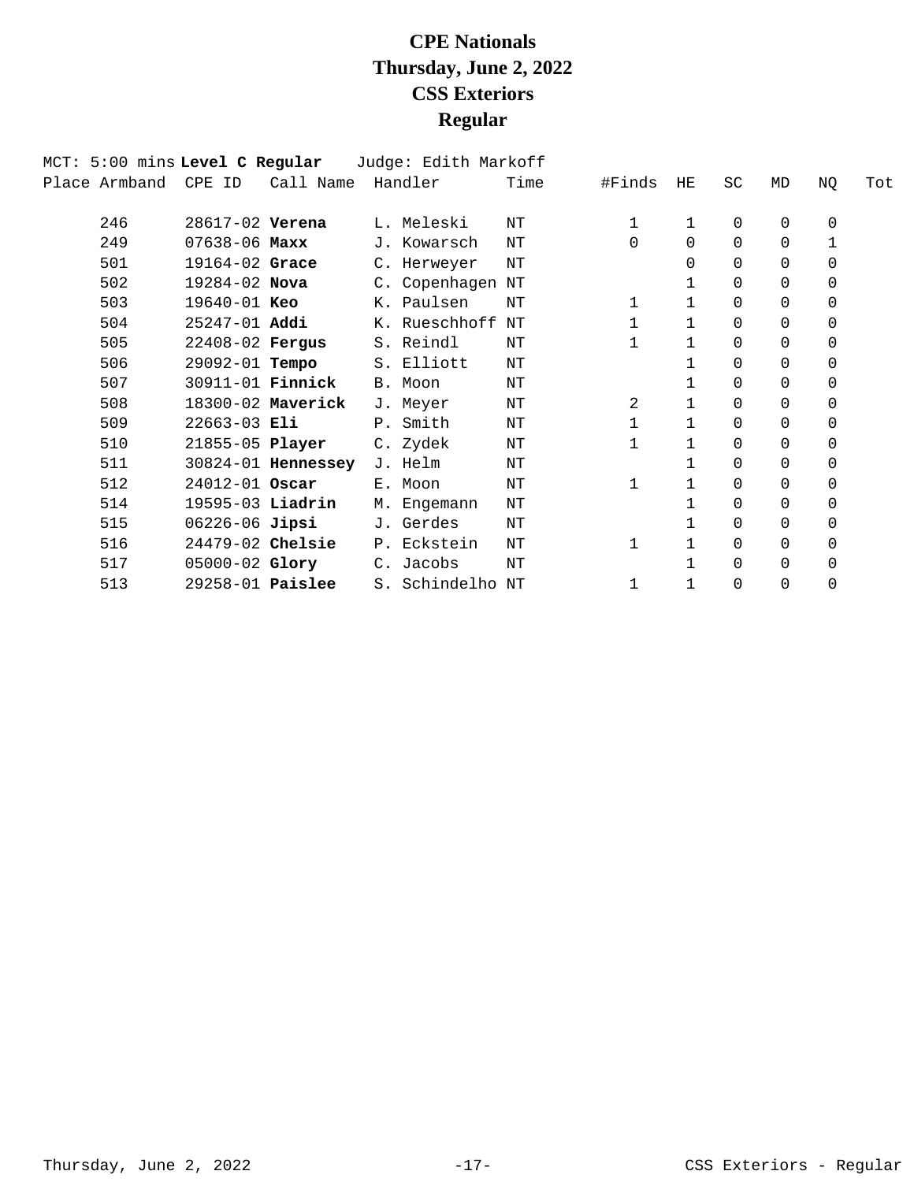# CPE Nationals
# Thursday, June 2, 2022
# CSS Exteriors
# Regular

MCT: 5:00 mins **Level C Regular** Judge: Edith Markoff

| Place | Armband | CPE ID | Call Name | Handler | Time | #Finds | HE | SC | MD | NQ | Tot |
|---|---|---|---|---|---|---|---|---|---|---|---|
| | 246 | 28617-02 | **Verena** | L. Meleski | NT | 1 | 1 | 0 | 0 | 0 | |
| | 249 | 07638-06 | **Maxx** | J. Kowarsch | NT | 0 | 0 | 0 | 0 | 1 | |
| | 501 | 19164-02 | **Grace** | C. Herweyer | NT | | 0 | 0 | 0 | 0 | |
| | 502 | 19284-02 | **Nova** | C. Copenhagen | NT | | 1 | 0 | 0 | 0 | |
| | 503 | 19640-01 | **Keo** | K. Paulsen | NT | 1 | 1 | 0 | 0 | 0 | |
| | 504 | 25247-01 | **Addi** | K. Rueschhoff | NT | 1 | 1 | 0 | 0 | 0 | |
| | 505 | 22408-02 | **Fergus** | S. Reindl | NT | 1 | 1 | 0 | 0 | 0 | |
| | 506 | 29092-01 | **Tempo** | S. Elliott | NT | | 1 | 0 | 0 | 0 | |
| | 507 | 30911-01 | **Finnick** | B. Moon | NT | | 1 | 0 | 0 | 0 | |
| | 508 | 18300-02 | **Maverick** | J. Meyer | NT | 2 | 1 | 0 | 0 | 0 | |
| | 509 | 22663-03 | **Eli** | P. Smith | NT | 1 | 1 | 0 | 0 | 0 | |
| | 510 | 21855-05 | **Player** | C. Zydek | NT | 1 | 1 | 0 | 0 | 0 | |
| | 511 | 30824-01 | **Hennessey** | J. Helm | NT | | 1 | 0 | 0 | 0 | |
| | 512 | 24012-01 | **Oscar** | E. Moon | NT | 1 | 1 | 0 | 0 | 0 | |
| | 514 | 19595-03 | **Liadrin** | M. Engemann | NT | | 1 | 0 | 0 | 0 | |
| | 515 | 06226-06 | **Jipsi** | J. Gerdes | NT | | 1 | 0 | 0 | 0 | |
| | 516 | 24479-02 | **Chelsie** | P. Eckstein | NT | 1 | 1 | 0 | 0 | 0 | |
| | 517 | 05000-02 | **Glory** | C. Jacobs | NT | | 1 | 0 | 0 | 0 | |
| | 513 | 29258-01 | **Paislee** | S. Schindelho | NT | 1 | 1 | 0 | 0 | 0 | |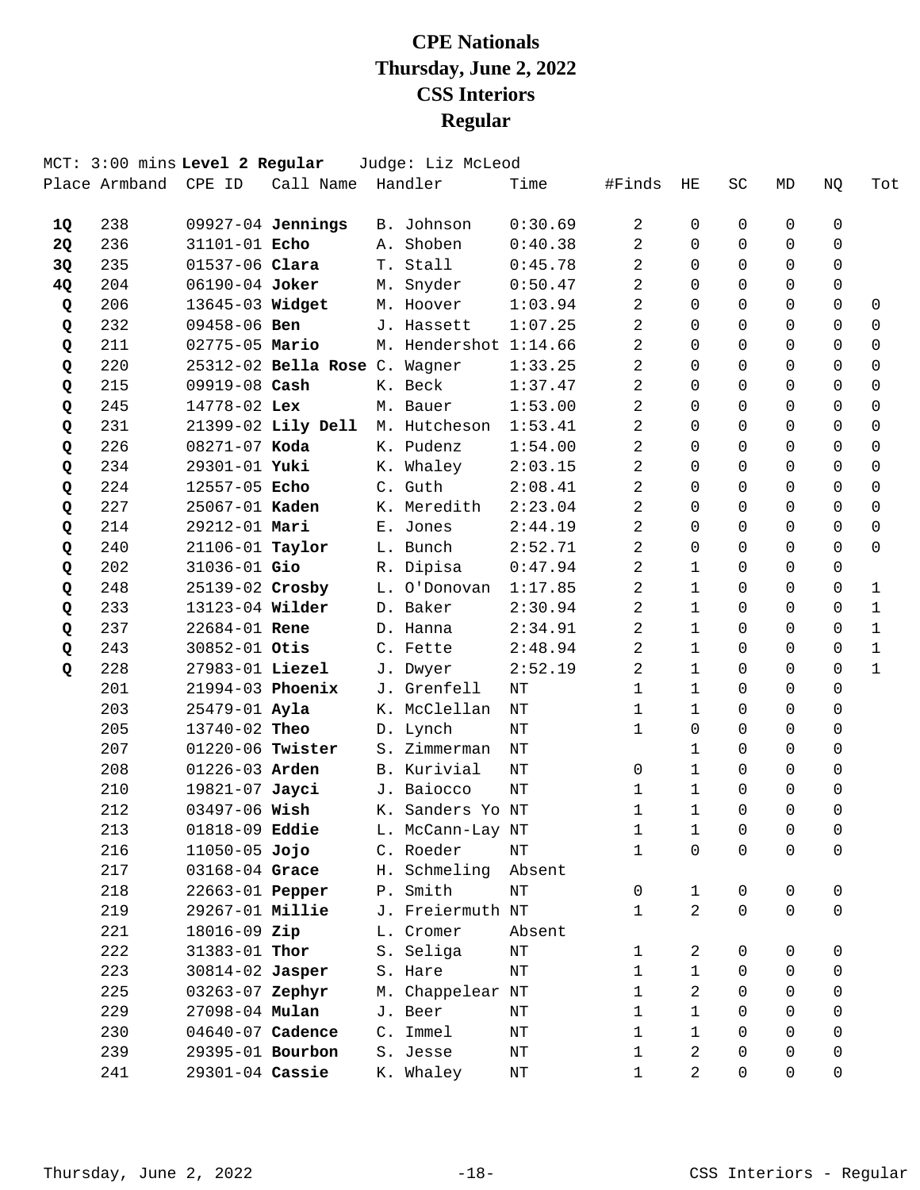# CPE Nationals
# Thursday, June 2, 2022
# CSS Interiors
# Regular

MCT: 3:00 mins **Level 2 Regular** Judge: Liz McLeod

| Place | Armband | CPE ID | Call Name | Handler | Time | #Finds | HE | SC | MD | NQ | Tot |
|---|---|---|---|---|---|---|---|---|---|---|---|
| **1Q** | 238 | 09927-04 | **Jennings** | B. Johnson | 0:30.69 | 2 | 0 | 0 | 0 | 0 | |
| **2Q** | 236 | 31101-01 | **Echo** | A. Shoben | 0:40.38 | 2 | 0 | 0 | 0 | 0 | |
| **3Q** | 235 | 01537-06 | **Clara** | T. Stall | 0:45.78 | 2 | 0 | 0 | 0 | 0 | |
| **4Q** | 204 | 06190-04 | **Joker** | M. Snyder | 0:50.47 | 2 | 0 | 0 | 0 | 0 | |
| **Q** | 206 | 13645-03 | **Widget** | M. Hoover | 1:03.94 | 2 | 0 | 0 | 0 | 0 | 0 |
| **Q** | 232 | 09458-06 | **Ben** | J. Hassett | 1:07.25 | 2 | 0 | 0 | 0 | 0 | 0 |
| **Q** | 211 | 02775-05 | **Mario** | M. Hendershot | 1:14.66 | 2 | 0 | 0 | 0 | 0 | 0 |
| **Q** | 220 | 25312-02 | **Bella Rose** | C. Wagner | 1:33.25 | 2 | 0 | 0 | 0 | 0 | 0 |
| **Q** | 215 | 09919-08 | **Cash** | K. Beck | 1:37.47 | 2 | 0 | 0 | 0 | 0 | 0 |
| **Q** | 245 | 14778-02 | **Lex** | M. Bauer | 1:53.00 | 2 | 0 | 0 | 0 | 0 | 0 |
| **Q** | 231 | 21399-02 | **Lily Dell** | M. Hutcheson | 1:53.41 | 2 | 0 | 0 | 0 | 0 | 0 |
| **Q** | 226 | 08271-07 | **Koda** | K. Pudenz | 1:54.00 | 2 | 0 | 0 | 0 | 0 | 0 |
| **Q** | 234 | 29301-01 | **Yuki** | K. Whaley | 2:03.15 | 2 | 0 | 0 | 0 | 0 | 0 |
| **Q** | 224 | 12557-05 | **Echo** | C. Guth | 2:08.41 | 2 | 0 | 0 | 0 | 0 | 0 |
| **Q** | 227 | 25067-01 | **Kaden** | K. Meredith | 2:23.04 | 2 | 0 | 0 | 0 | 0 | 0 |
| **Q** | 214 | 29212-01 | **Mari** | E. Jones | 2:44.19 | 2 | 0 | 0 | 0 | 0 | 0 |
| **Q** | 240 | 21106-01 | **Taylor** | L. Bunch | 2:52.71 | 2 | 0 | 0 | 0 | 0 | 0 |
| **Q** | 202 | 31036-01 | **Gio** | R. Dipisa | 0:47.94 | 2 | 1 | 0 | 0 | 0 | |
| **Q** | 248 | 25139-02 | **Crosby** | L. O'Donovan | 1:17.85 | 2 | 1 | 0 | 0 | 0 | 1 |
| **Q** | 233 | 13123-04 | **Wilder** | D. Baker | 2:30.94 | 2 | 1 | 0 | 0 | 0 | 1 |
| **Q** | 237 | 22684-01 | **Rene** | D. Hanna | 2:34.91 | 2 | 1 | 0 | 0 | 0 | 1 |
| **Q** | 243 | 30852-01 | **Otis** | C. Fette | 2:48.94 | 2 | 1 | 0 | 0 | 0 | 1 |
| **Q** | 228 | 27983-01 | **Liezel** | J. Dwyer | 2:52.19 | 2 | 1 | 0 | 0 | 0 | 1 |
| | 201 | 21994-03 | **Phoenix** | J. Grenfell | NT | 1 | 1 | 0 | 0 | 0 | |
| | 203 | 25479-01 | **Ayla** | K. McClellan | NT | 1 | 1 | 0 | 0 | 0 | |
| | 205 | 13740-02 | **Theo** | D. Lynch | NT | 1 | 0 | 0 | 0 | 0 | |
| | 207 | 01220-06 | **Twister** | S. Zimmerman | NT | | 1 | 0 | 0 | 0 | |
| | 208 | 01226-03 | **Arden** | B. Kurivial | NT | 0 | 1 | 0 | 0 | 0 | |
| | 210 | 19821-07 | **Jayci** | J. Baiocco | NT | 1 | 1 | 0 | 0 | 0 | |
| | 212 | 03497-06 | **Wish** | K. Sanders Yo | NT | 1 | 1 | 0 | 0 | 0 | |
| | 213 | 01818-09 | **Eddie** | L. McCann-Lay | NT | 1 | 1 | 0 | 0 | 0 | |
| | 216 | 11050-05 | **Jojo** | C. Roeder | NT | 1 | 0 | 0 | 0 | 0 | |
| | 217 | 03168-04 | **Grace** | H. Schmeling | Absent | | | | | | |
| | 218 | 22663-01 | **Pepper** | P. Smith | NT | 0 | 1 | 0 | 0 | 0 | |
| | 219 | 29267-01 | **Millie** | J. Freiermuth | NT | 1 | 2 | 0 | 0 | 0 | |
| | 221 | 18016-09 | **Zip** | L. Cromer | Absent | | | | | | |
| | 222 | 31383-01 | **Thor** | S. Seliga | NT | 1 | 2 | 0 | 0 | 0 | |
| | 223 | 30814-02 | **Jasper** | S. Hare | NT | 1 | 1 | 0 | 0 | 0 | |
| | 225 | 03263-07 | **Zephyr** | M. Chappelear | NT | 1 | 2 | 0 | 0 | 0 | |
| | 229 | 27098-04 | **Mulan** | J. Beer | NT | 1 | 1 | 0 | 0 | 0 | |
| | 230 | 04640-07 | **Cadence** | C. Immel | NT | 1 | 1 | 0 | 0 | 0 | |
| | 239 | 29395-01 | **Bourbon** | S. Jesse | NT | 1 | 2 | 0 | 0 | 0 | |
| | 241 | 29301-04 | **Cassie** | K. Whaley | NT | 1 | 2 | 0 | 0 | 0 | |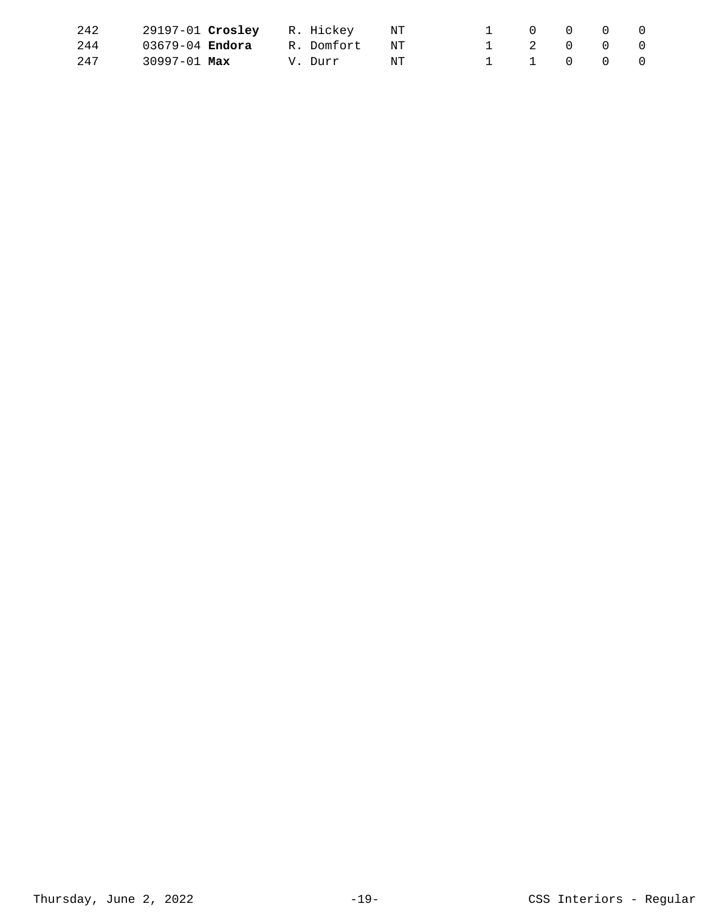| | | | | | | | | |
|---|---|---|---|---|---|---|---|---|
| 242 | 29197-01 **Crosley** | R. Hickey | NT | 1 | 0 | 0 | 0 | 0 |
| 244 | 03679-04 **Endora** | R. Domfort | NT | 1 | 2 | 0 | 0 | 0 |
| 247 | 30997-01 **Max** | V. Durr | NT | 1 | 1 | 0 | 0 | 0 |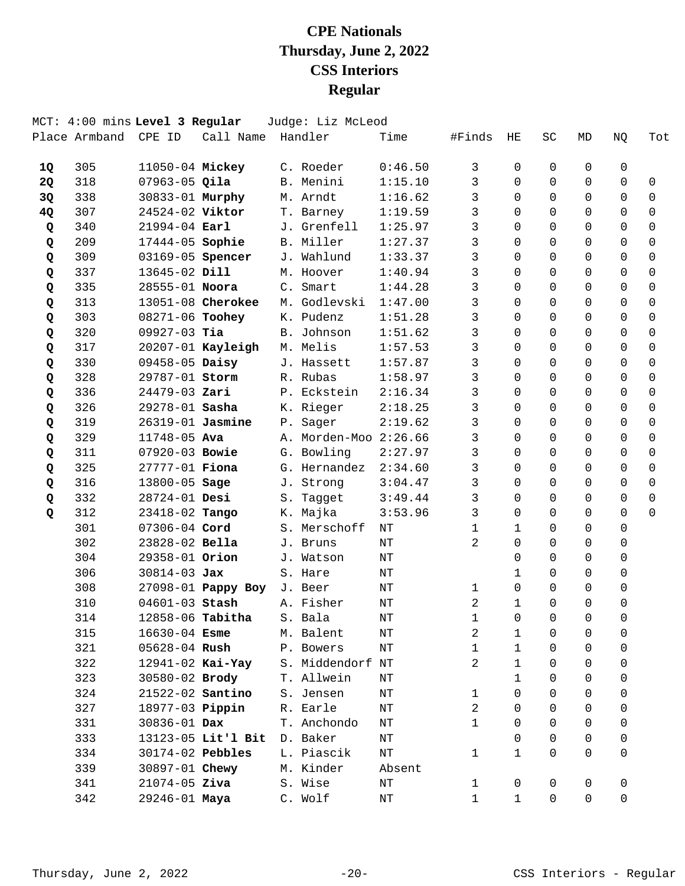# CPE Nationals
# Thursday, June 2, 2022
# CSS Interiors
# Regular

MCT: 4:00 mins **Level 3 Regular** Judge: Liz McLeod

| Place | Armband | CPE ID | Call Name | Handler | Time | #Finds | HE | SC | MD | NQ | Tot |
|---|---|---|---|---|---|---|---|---|---|---|---|
| **1Q** | 305 | 11050-04 | **Mickey** | C. Roeder | 0:46.50 | 3 | 0 | 0 | 0 | 0 | |
| **2Q** | 318 | 07963-05 | **Qila** | B. Menini | 1:15.10 | 3 | 0 | 0 | 0 | 0 | 0 |
| **3Q** | 338 | 30833-01 | **Murphy** | M. Arndt | 1:16.62 | 3 | 0 | 0 | 0 | 0 | 0 |
| **4Q** | 307 | 24524-02 | **Viktor** | T. Barney | 1:19.59 | 3 | 0 | 0 | 0 | 0 | 0 |
| **Q** | 340 | 21994-04 | **Earl** | J. Grenfell | 1:25.97 | 3 | 0 | 0 | 0 | 0 | 0 |
| **Q** | 209 | 17444-05 | **Sophie** | B. Miller | 1:27.37 | 3 | 0 | 0 | 0 | 0 | 0 |
| **Q** | 309 | 03169-05 | **Spencer** | J. Wahlund | 1:33.37 | 3 | 0 | 0 | 0 | 0 | 0 |
| **Q** | 337 | 13645-02 | **Dill** | M. Hoover | 1:40.94 | 3 | 0 | 0 | 0 | 0 | 0 |
| **Q** | 335 | 28555-01 | **Noora** | C. Smart | 1:44.28 | 3 | 0 | 0 | 0 | 0 | 0 |
| **Q** | 313 | 13051-08 | **Cherokee** | M. Godlevski | 1:47.00 | 3 | 0 | 0 | 0 | 0 | 0 |
| **Q** | 303 | 08271-06 | **Toohey** | K. Pudenz | 1:51.28 | 3 | 0 | 0 | 0 | 0 | 0 |
| **Q** | 320 | 09927-03 | **Tia** | B. Johnson | 1:51.62 | 3 | 0 | 0 | 0 | 0 | 0 |
| **Q** | 317 | 20207-01 | **Kayleigh** | M. Melis | 1:57.53 | 3 | 0 | 0 | 0 | 0 | 0 |
| **Q** | 330 | 09458-05 | **Daisy** | J. Hassett | 1:57.87 | 3 | 0 | 0 | 0 | 0 | 0 |
| **Q** | 328 | 29787-01 | **Storm** | R. Rubas | 1:58.97 | 3 | 0 | 0 | 0 | 0 | 0 |
| **Q** | 336 | 24479-03 | **Zari** | P. Eckstein | 2:16.34 | 3 | 0 | 0 | 0 | 0 | 0 |
| **Q** | 326 | 29278-01 | **Sasha** | K. Rieger | 2:18.25 | 3 | 0 | 0 | 0 | 0 | 0 |
| **Q** | 319 | 26319-01 | **Jasmine** | P. Sager | 2:19.62 | 3 | 0 | 0 | 0 | 0 | 0 |
| **Q** | 329 | 11748-05 | **Ava** | A. Morden-Moo | 2:26.66 | 3 | 0 | 0 | 0 | 0 | 0 |
| **Q** | 311 | 07920-03 | **Bowie** | G. Bowling | 2:27.97 | 3 | 0 | 0 | 0 | 0 | 0 |
| **Q** | 325 | 27777-01 | **Fiona** | G. Hernandez | 2:34.60 | 3 | 0 | 0 | 0 | 0 | 0 |
| **Q** | 316 | 13800-05 | **Sage** | J. Strong | 3:04.47 | 3 | 0 | 0 | 0 | 0 | 0 |
| **Q** | 332 | 28724-01 | **Desi** | S. Tagget | 3:49.44 | 3 | 0 | 0 | 0 | 0 | 0 |
| **Q** | 312 | 23418-02 | **Tango** | K. Majka | 3:53.96 | 3 | 0 | 0 | 0 | 0 | 0 |
| | 301 | 07306-04 | **Cord** | S. Merschoff | NT | 1 | 1 | 0 | 0 | 0 | |
| | 302 | 23828-02 | **Bella** | J. Bruns | NT | 2 | 0 | 0 | 0 | 0 | |
| | 304 | 29358-01 | **Orion** | J. Watson | NT | | 0 | 0 | 0 | 0 | |
| | 306 | 30814-03 | **Jax** | S. Hare | NT | | 1 | 0 | 0 | 0 | |
| | 308 | 27098-01 | **Pappy Boy** | J. Beer | NT | 1 | 0 | 0 | 0 | 0 | |
| | 310 | 04601-03 | **Stash** | A. Fisher | NT | 2 | 1 | 0 | 0 | 0 | |
| | 314 | 12858-06 | **Tabitha** | S. Bala | NT | 1 | 0 | 0 | 0 | 0 | |
| | 315 | 16630-04 | **Esme** | M. Balent | NT | 2 | 1 | 0 | 0 | 0 | |
| | 321 | 05628-04 | **Rush** | P. Bowers | NT | 1 | 1 | 0 | 0 | 0 | |
| | 322 | 12941-02 | **Kai-Yay** | S. Middendorf | NT | 2 | 1 | 0 | 0 | 0 | |
| | 323 | 30580-02 | **Brody** | T. Allwein | NT | | 1 | 0 | 0 | 0 | |
| | 324 | 21522-02 | **Santino** | S. Jensen | NT | 1 | 0 | 0 | 0 | 0 | |
| | 327 | 18977-03 | **Pippin** | R. Earle | NT | 2 | 0 | 0 | 0 | 0 | |
| | 331 | 30836-01 | **Dax** | T. Anchondo | NT | 1 | 0 | 0 | 0 | 0 | |
| | 333 | 13123-05 | **Lit'l Bit** | D. Baker | NT | | 0 | 0 | 0 | 0 | |
| | 334 | 30174-02 | **Pebbles** | L. Piascik | NT | 1 | 1 | 0 | 0 | 0 | |
| | 339 | 30897-01 | **Chewy** | M. Kinder | Absent | | | | | | |
| | 341 | 21074-05 | **Ziva** | S. Wise | NT | 1 | 0 | 0 | 0 | 0 | |
| | 342 | 29246-01 | **Maya** | C. Wolf | NT | 1 | 1 | 0 | 0 | 0 | |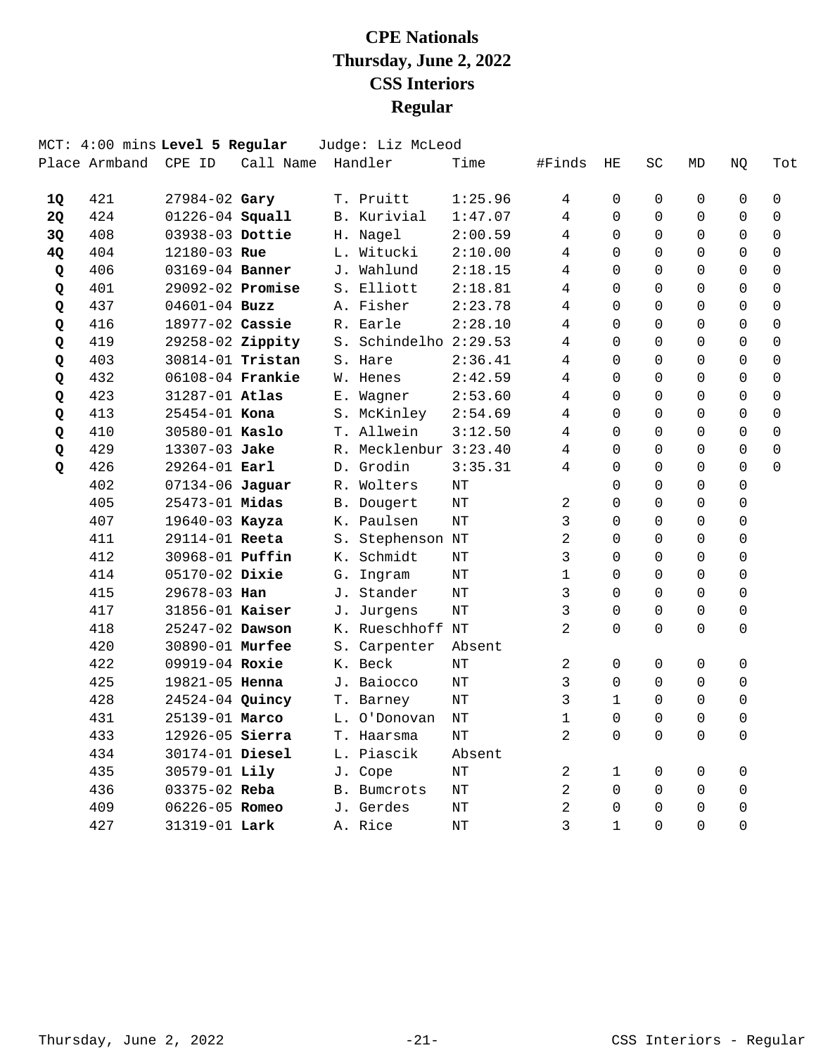# CPE Nationals
# Thursday, June 2, 2022
# CSS Interiors
# Regular

MCT: 4:00 mins **Level 5 Regular** Judge: Liz McLeod

| Place | Armband | CPE ID | Call Name | Handler | Time | #Finds | HE | SC | MD | NQ | Tot |
|---|---|---|---|---|---|---|---|---|---|---|---|
| **1Q** | 421 | 27984-02 | **Gary** | T. Pruitt | 1:25.96 | 4 | 0 | 0 | 0 | 0 | 0 |
| **2Q** | 424 | 01226-04 | **Squall** | B. Kurivial | 1:47.07 | 4 | 0 | 0 | 0 | 0 | 0 |
| **3Q** | 408 | 03938-03 | **Dottie** | H. Nagel | 2:00.59 | 4 | 0 | 0 | 0 | 0 | 0 |
| **4Q** | 404 | 12180-03 | **Rue** | L. Witucki | 2:10.00 | 4 | 0 | 0 | 0 | 0 | 0 |
| **Q** | 406 | 03169-04 | **Banner** | J. Wahlund | 2:18.15 | 4 | 0 | 0 | 0 | 0 | 0 |
| **Q** | 401 | 29092-02 | **Promise** | S. Elliott | 2:18.81 | 4 | 0 | 0 | 0 | 0 | 0 |
| **Q** | 437 | 04601-04 | **Buzz** | A. Fisher | 2:23.78 | 4 | 0 | 0 | 0 | 0 | 0 |
| **Q** | 416 | 18977-02 | **Cassie** | R. Earle | 2:28.10 | 4 | 0 | 0 | 0 | 0 | 0 |
| **Q** | 419 | 29258-02 | **Zippity** | S. Schindelho | 2:29.53 | 4 | 0 | 0 | 0 | 0 | 0 |
| **Q** | 403 | 30814-01 | **Tristan** | S. Hare | 2:36.41 | 4 | 0 | 0 | 0 | 0 | 0 |
| **Q** | 432 | 06108-04 | **Frankie** | W. Henes | 2:42.59 | 4 | 0 | 0 | 0 | 0 | 0 |
| **Q** | 423 | 31287-01 | **Atlas** | E. Wagner | 2:53.60 | 4 | 0 | 0 | 0 | 0 | 0 |
| **Q** | 413 | 25454-01 | **Kona** | S. McKinley | 2:54.69 | 4 | 0 | 0 | 0 | 0 | 0 |
| **Q** | 410 | 30580-01 | **Kaslo** | T. Allwein | 3:12.50 | 4 | 0 | 0 | 0 | 0 | 0 |
| **Q** | 429 | 13307-03 | **Jake** | R. Mecklenbur | 3:23.40 | 4 | 0 | 0 | 0 | 0 | 0 |
| **Q** | 426 | 29264-01 | **Earl** | D. Grodin | 3:35.31 | 4 | 0 | 0 | 0 | 0 | 0 |
| | 402 | 07134-06 | **Jaguar** | R. Wolters | NT | | 0 | 0 | 0 | 0 | |
| | 405 | 25473-01 | **Midas** | B. Dougert | NT | 2 | 0 | 0 | 0 | 0 | |
| | 407 | 19640-03 | **Kayza** | K. Paulsen | NT | 3 | 0 | 0 | 0 | 0 | |
| | 411 | 29114-01 | **Reeta** | S. Stephenson | NT | 2 | 0 | 0 | 0 | 0 | |
| | 412 | 30968-01 | **Puffin** | K. Schmidt | NT | 3 | 0 | 0 | 0 | 0 | |
| | 414 | 05170-02 | **Dixie** | G. Ingram | NT | 1 | 0 | 0 | 0 | 0 | |
| | 415 | 29678-03 | **Han** | J. Stander | NT | 3 | 0 | 0 | 0 | 0 | |
| | 417 | 31856-01 | **Kaiser** | J. Jurgens | NT | 3 | 0 | 0 | 0 | 0 | |
| | 418 | 25247-02 | **Dawson** | K. Rueschhoff | NT | 2 | 0 | 0 | 0 | 0 | |
| | 420 | 30890-01 | **Murfee** | S. Carpenter | Absent | | | | | | |
| | 422 | 09919-04 | **Roxie** | K. Beck | NT | 2 | 0 | 0 | 0 | 0 | |
| | 425 | 19821-05 | **Henna** | J. Baiocco | NT | 3 | 0 | 0 | 0 | 0 | |
| | 428 | 24524-04 | **Quincy** | T. Barney | NT | 3 | 1 | 0 | 0 | 0 | |
| | 431 | 25139-01 | **Marco** | L. O'Donovan | NT | 1 | 0 | 0 | 0 | 0 | |
| | 433 | 12926-05 | **Sierra** | T. Haarsma | NT | 2 | 0 | 0 | 0 | 0 | |
| | 434 | 30174-01 | **Diesel** | L. Piascik | Absent | | | | | | |
| | 435 | 30579-01 | **Lily** | J. Cope | NT | 2 | 1 | 0 | 0 | 0 | |
| | 436 | 03375-02 | **Reba** | B. Bumcrots | NT | 2 | 0 | 0 | 0 | 0 | |
| | 409 | 06226-05 | **Romeo** | J. Gerdes | NT | 2 | 0 | 0 | 0 | 0 | |
| | 427 | 31319-01 | **Lark** | A. Rice | NT | 3 | 1 | 0 | 0 | 0 | |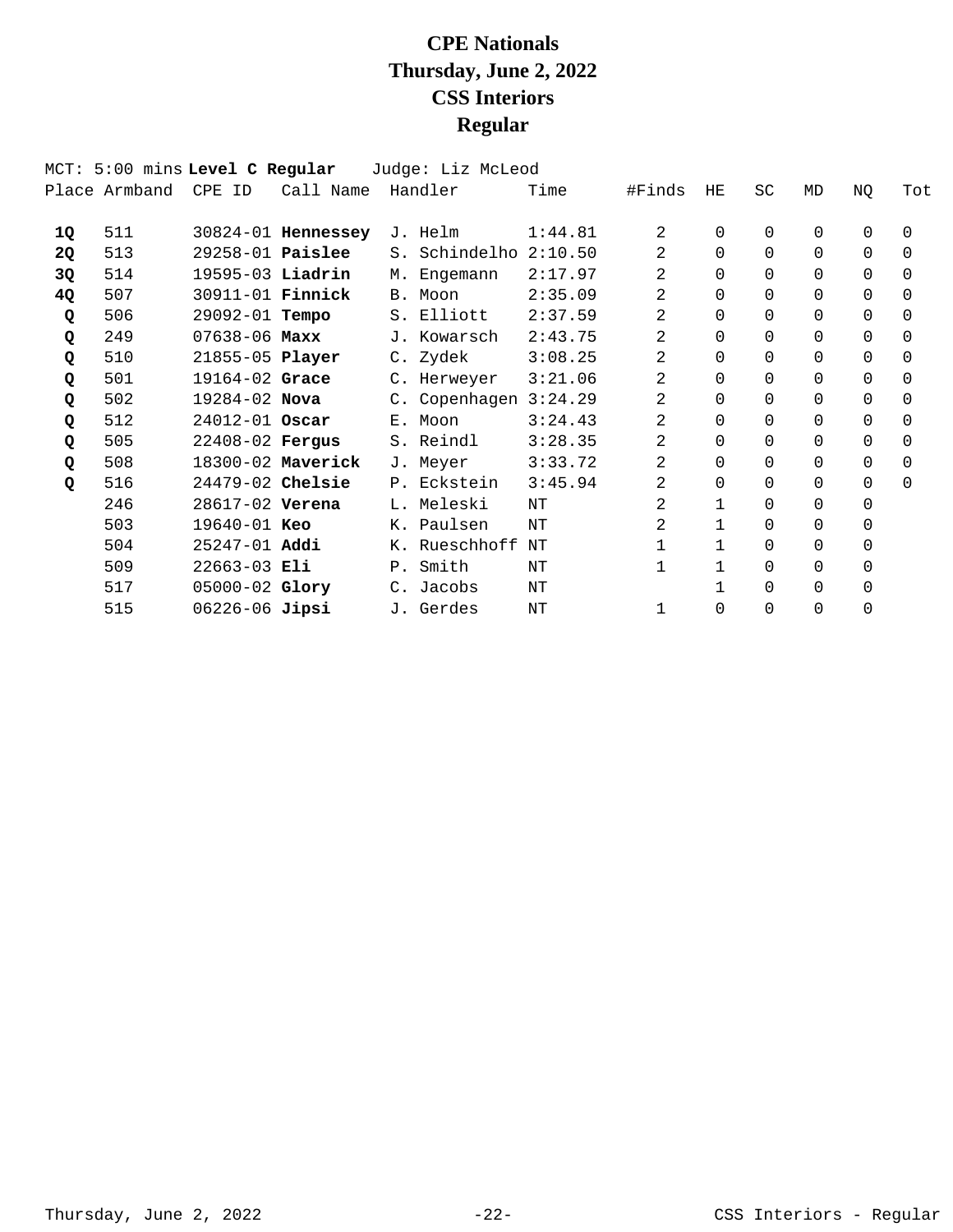# CPE Nationals
# Thursday, June 2, 2022
# CSS Interiors
# Regular

MCT: 5:00 mins **Level C Regular** Judge: Liz McLeod

| Place | Armband | CPE ID | Call Name | Handler | Time | #Finds | HE | SC | MD | NQ | Tot |
|---|---|---|---|---|---|---|---|---|---|---|---|
| **1Q** | 511 | 30824-01 | **Hennessey** | J. Helm | 1:44.81 | 2 | 0 | 0 | 0 | 0 | 0 |
| **2Q** | 513 | 29258-01 | **Paislee** | S. Schindelho | 2:10.50 | 2 | 0 | 0 | 0 | 0 | 0 |
| **3Q** | 514 | 19595-03 | **Liadrin** | M. Engemann | 2:17.97 | 2 | 0 | 0 | 0 | 0 | 0 |
| **4Q** | 507 | 30911-01 | **Finnick** | B. Moon | 2:35.09 | 2 | 0 | 0 | 0 | 0 | 0 |
| **Q** | 506 | 29092-01 | **Tempo** | S. Elliott | 2:37.59 | 2 | 0 | 0 | 0 | 0 | 0 |
| **Q** | 249 | 07638-06 | **Maxx** | J. Kowarsch | 2:43.75 | 2 | 0 | 0 | 0 | 0 | 0 |
| **Q** | 510 | 21855-05 | **Player** | C. Zydek | 3:08.25 | 2 | 0 | 0 | 0 | 0 | 0 |
| **Q** | 501 | 19164-02 | **Grace** | C. Herweyer | 3:21.06 | 2 | 0 | 0 | 0 | 0 | 0 |
| **Q** | 502 | 19284-02 | **Nova** | C. Copenhagen | 3:24.29 | 2 | 0 | 0 | 0 | 0 | 0 |
| **Q** | 512 | 24012-01 | **Oscar** | E. Moon | 3:24.43 | 2 | 0 | 0 | 0 | 0 | 0 |
| **Q** | 505 | 22408-02 | **Fergus** | S. Reindl | 3:28.35 | 2 | 0 | 0 | 0 | 0 | 0 |
| **Q** | 508 | 18300-02 | **Maverick** | J. Meyer | 3:33.72 | 2 | 0 | 0 | 0 | 0 | 0 |
| **Q** | 516 | 24479-02 | **Chelsie** | P. Eckstein | 3:45.94 | 2 | 0 | 0 | 0 | 0 | 0 |
| | 246 | 28617-02 | **Verena** | L. Meleski | NT | 2 | 1 | 0 | 0 | 0 | |
| | 503 | 19640-01 | **Keo** | K. Paulsen | NT | 2 | 1 | 0 | 0 | 0 | |
| | 504 | 25247-01 | **Addi** | K. Rueschhoff | NT | 1 | 1 | 0 | 0 | 0 | |
| | 509 | 22663-03 | **Eli** | P. Smith | NT | 1 | 1 | 0 | 0 | 0 | |
| | 517 | 05000-02 | **Glory** | C. Jacobs | NT | | 1 | 0 | 0 | 0 | |
| | 515 | 06226-06 | **Jipsi** | J. Gerdes | NT | 1 | 0 | 0 | 0 | 0 | |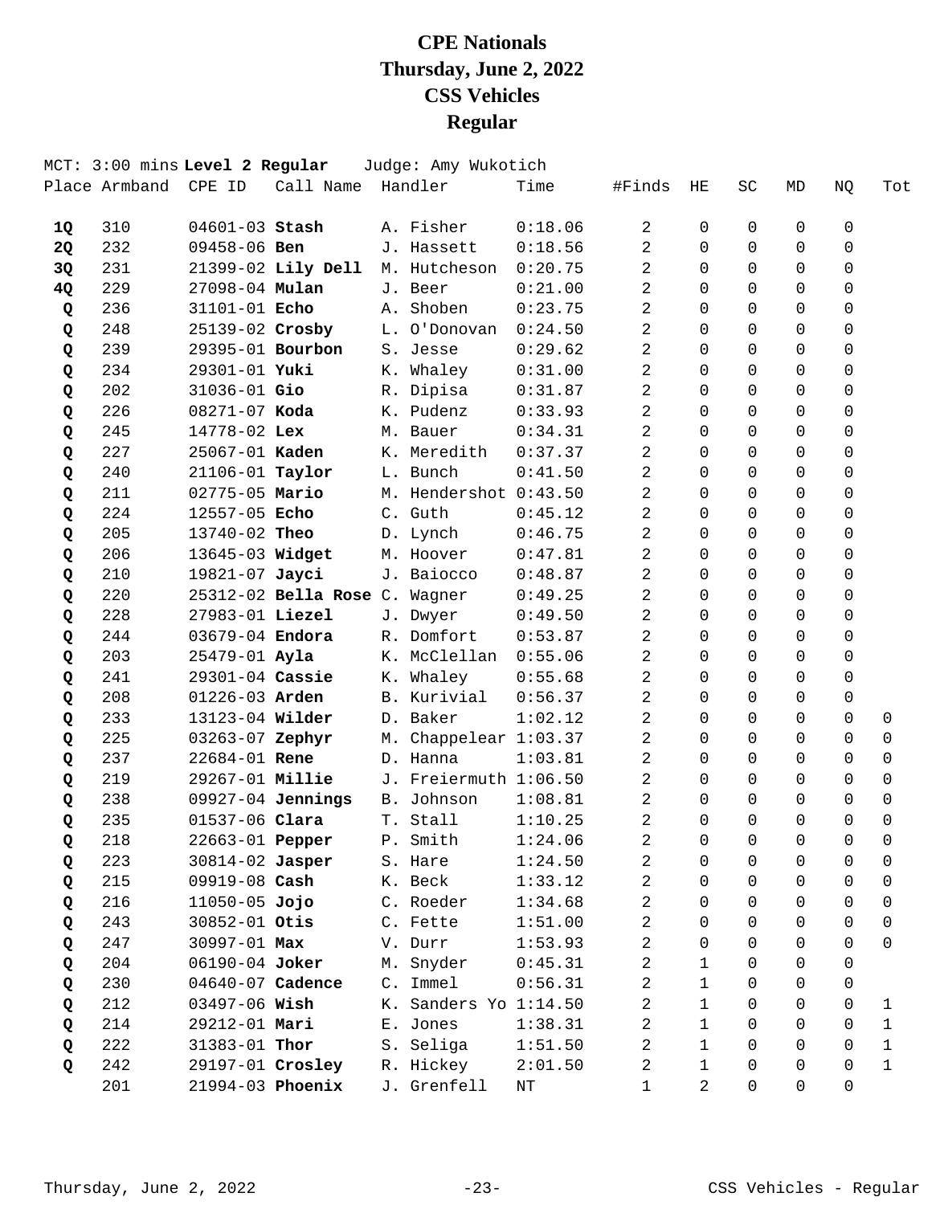# CPE Nationals
# Thursday, June 2, 2022
# CSS Vehicles
# Regular

MCT: 3:00 mins **Level 2 Regular** Judge: Amy Wukotich

| Place | Armband | CPE ID | Call Name | Handler | Time | #Finds | HE | SC | MD | NQ | Tot |
|---|---|---|---|---|---|---|---|---|---|---|---|
| **1Q** | 310 | 04601-03 | **Stash** | A. Fisher | 0:18.06 | 2 | 0 | 0 | 0 | 0 | |
| **2Q** | 232 | 09458-06 | **Ben** | J. Hassett | 0:18.56 | 2 | 0 | 0 | 0 | 0 | |
| **3Q** | 231 | 21399-02 | **Lily Dell** | M. Hutcheson | 0:20.75 | 2 | 0 | 0 | 0 | 0 | |
| **4Q** | 229 | 27098-04 | **Mulan** | J. Beer | 0:21.00 | 2 | 0 | 0 | 0 | 0 | |
| **Q** | 236 | 31101-01 | **Echo** | A. Shoben | 0:23.75 | 2 | 0 | 0 | 0 | 0 | |
| **Q** | 248 | 25139-02 | **Crosby** | L. O'Donovan | 0:24.50 | 2 | 0 | 0 | 0 | 0 | |
| **Q** | 239 | 29395-01 | **Bourbon** | S. Jesse | 0:29.62 | 2 | 0 | 0 | 0 | 0 | |
| **Q** | 234 | 29301-01 | **Yuki** | K. Whaley | 0:31.00 | 2 | 0 | 0 | 0 | 0 | |
| **Q** | 202 | 31036-01 | **Gio** | R. Dipisa | 0:31.87 | 2 | 0 | 0 | 0 | 0 | |
| **Q** | 226 | 08271-07 | **Koda** | K. Pudenz | 0:33.93 | 2 | 0 | 0 | 0 | 0 | |
| **Q** | 245 | 14778-02 | **Lex** | M. Bauer | 0:34.31 | 2 | 0 | 0 | 0 | 0 | |
| **Q** | 227 | 25067-01 | **Kaden** | K. Meredith | 0:37.37 | 2 | 0 | 0 | 0 | 0 | |
| **Q** | 240 | 21106-01 | **Taylor** | L. Bunch | 0:41.50 | 2 | 0 | 0 | 0 | 0 | |
| **Q** | 211 | 02775-05 | **Mario** | M. Hendershot | 0:43.50 | 2 | 0 | 0 | 0 | 0 | |
| **Q** | 224 | 12557-05 | **Echo** | C. Guth | 0:45.12 | 2 | 0 | 0 | 0 | 0 | |
| **Q** | 205 | 13740-02 | **Theo** | D. Lynch | 0:46.75 | 2 | 0 | 0 | 0 | 0 | |
| **Q** | 206 | 13645-03 | **Widget** | M. Hoover | 0:47.81 | 2 | 0 | 0 | 0 | 0 | |
| **Q** | 210 | 19821-07 | **Jayci** | J. Baiocco | 0:48.87 | 2 | 0 | 0 | 0 | 0 | |
| **Q** | 220 | 25312-02 | **Bella Rose** | C. Wagner | 0:49.25 | 2 | 0 | 0 | 0 | 0 | |
| **Q** | 228 | 27983-01 | **Liezel** | J. Dwyer | 0:49.50 | 2 | 0 | 0 | 0 | 0 | |
| **Q** | 244 | 03679-04 | **Endora** | R. Domfort | 0:53.87 | 2 | 0 | 0 | 0 | 0 | |
| **Q** | 203 | 25479-01 | **Ayla** | K. McClellan | 0:55.06 | 2 | 0 | 0 | 0 | 0 | |
| **Q** | 241 | 29301-04 | **Cassie** | K. Whaley | 0:55.68 | 2 | 0 | 0 | 0 | 0 | |
| **Q** | 208 | 01226-03 | **Arden** | B. Kurivial | 0:56.37 | 2 | 0 | 0 | 0 | 0 | |
| **Q** | 233 | 13123-04 | **Wilder** | D. Baker | 1:02.12 | 2 | 0 | 0 | 0 | 0 | 0 |
| **Q** | 225 | 03263-07 | **Zephyr** | M. Chappelear | 1:03.37 | 2 | 0 | 0 | 0 | 0 | 0 |
| **Q** | 237 | 22684-01 | **Rene** | D. Hanna | 1:03.81 | 2 | 0 | 0 | 0 | 0 | 0 |
| **Q** | 219 | 29267-01 | **Millie** | J. Freiermuth | 1:06.50 | 2 | 0 | 0 | 0 | 0 | 0 |
| **Q** | 238 | 09927-04 | **Jennings** | B. Johnson | 1:08.81 | 2 | 0 | 0 | 0 | 0 | 0 |
| **Q** | 235 | 01537-06 | **Clara** | T. Stall | 1:10.25 | 2 | 0 | 0 | 0 | 0 | 0 |
| **Q** | 218 | 22663-01 | **Pepper** | P. Smith | 1:24.06 | 2 | 0 | 0 | 0 | 0 | 0 |
| **Q** | 223 | 30814-02 | **Jasper** | S. Hare | 1:24.50 | 2 | 0 | 0 | 0 | 0 | 0 |
| **Q** | 215 | 09919-08 | **Cash** | K. Beck | 1:33.12 | 2 | 0 | 0 | 0 | 0 | 0 |
| **Q** | 216 | 11050-05 | **Jojo** | C. Roeder | 1:34.68 | 2 | 0 | 0 | 0 | 0 | 0 |
| **Q** | 243 | 30852-01 | **Otis** | C. Fette | 1:51.00 | 2 | 0 | 0 | 0 | 0 | 0 |
| **Q** | 247 | 30997-01 | **Max** | V. Durr | 1:53.93 | 2 | 0 | 0 | 0 | 0 | 0 |
| **Q** | 204 | 06190-04 | **Joker** | M. Snyder | 0:45.31 | 2 | 1 | 0 | 0 | 0 | |
| **Q** | 230 | 04640-07 | **Cadence** | C. Immel | 0:56.31 | 2 | 1 | 0 | 0 | 0 | |
| **Q** | 212 | 03497-06 | **Wish** | K. Sanders Yo | 1:14.50 | 2 | 1 | 0 | 0 | 0 | 1 |
| **Q** | 214 | 29212-01 | **Mari** | E. Jones | 1:38.31 | 2 | 1 | 0 | 0 | 0 | 1 |
| **Q** | 222 | 31383-01 | **Thor** | S. Seliga | 1:51.50 | 2 | 1 | 0 | 0 | 0 | 1 |
| **Q** | 242 | 29197-01 | **Crosley** | R. Hickey | 2:01.50 | 2 | 1 | 0 | 0 | 0 | 1 |
| | 201 | 21994-03 | **Phoenix** | J. Grenfell | NT | 1 | 2 | 0 | 0 | 0 | |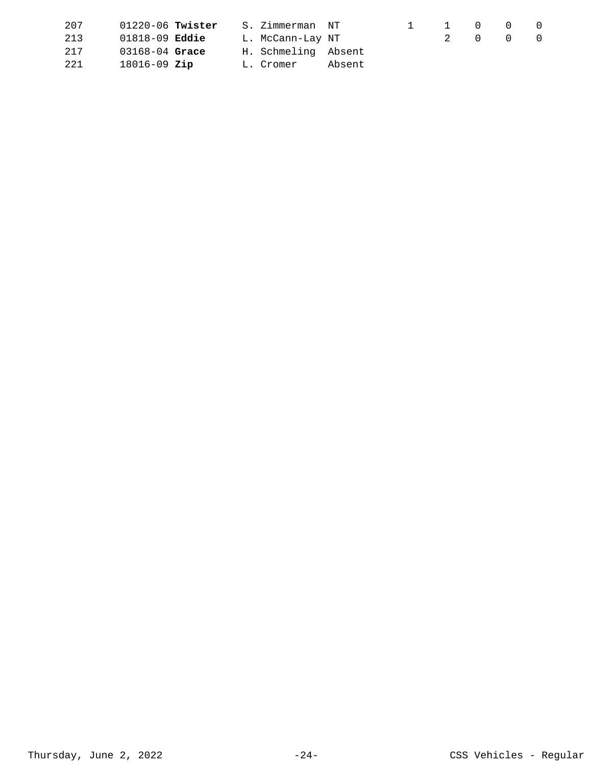| | | | | | | | | | | |
|---|---|---|---|---|---|---|---|---|---|---|
| 207 | 01220-06 | **Twister** | S. Zimmerman | NT | | 1 | 1 | 0 | 0 | 0 |
| 213 | 01818-09 | **Eddie** | L. McCann-Lay | NT | | | 2 | 0 | 0 | 0 |
| 217 | 03168-04 | **Grace** | H. Schmeling | Absent | | | | | | |
| 221 | 18016-09 | **Zip** | L. Cromer | Absent | | | | | | |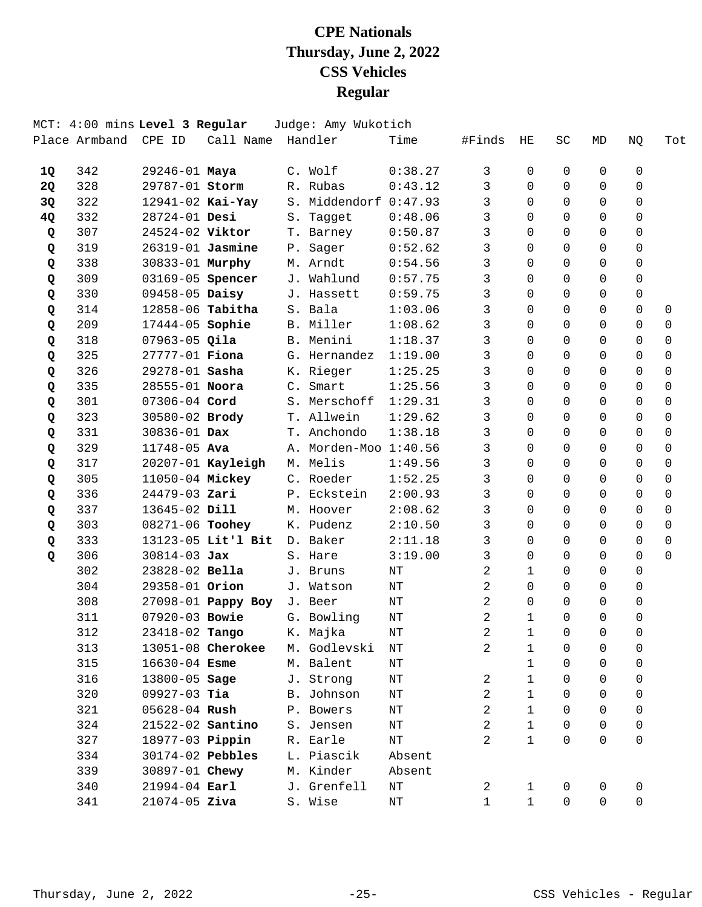# CPE Nationals
# Thursday, June 2, 2022
# CSS Vehicles
# Regular

MCT: 4:00 mins **Level 3 Regular** Judge: Amy Wukotich

| Place | Armband | CPE ID | Call Name | Handler | Time | #Finds | HE | SC | MD | NQ | Tot |
|---|---|---|---|---|---|---|---|---|---|---|---|
| **1Q** | 342 | 29246-01 | **Maya** | C. Wolf | 0:38.27 | 3 | 0 | 0 | 0 | 0 | |
| **2Q** | 328 | 29787-01 | **Storm** | R. Rubas | 0:43.12 | 3 | 0 | 0 | 0 | 0 | |
| **3Q** | 322 | 12941-02 | **Kai-Yay** | S. Middendorf | 0:47.93 | 3 | 0 | 0 | 0 | 0 | |
| **4Q** | 332 | 28724-01 | **Desi** | S. Tagget | 0:48.06 | 3 | 0 | 0 | 0 | 0 | |
| **Q** | 307 | 24524-02 | **Viktor** | T. Barney | 0:50.87 | 3 | 0 | 0 | 0 | 0 | |
| **Q** | 319 | 26319-01 | **Jasmine** | P. Sager | 0:52.62 | 3 | 0 | 0 | 0 | 0 | |
| **Q** | 338 | 30833-01 | **Murphy** | M. Arndt | 0:54.56 | 3 | 0 | 0 | 0 | 0 | |
| **Q** | 309 | 03169-05 | **Spencer** | J. Wahlund | 0:57.75 | 3 | 0 | 0 | 0 | 0 | |
| **Q** | 330 | 09458-05 | **Daisy** | J. Hassett | 0:59.75 | 3 | 0 | 0 | 0 | 0 | |
| **Q** | 314 | 12858-06 | **Tabitha** | S. Bala | 1:03.06 | 3 | 0 | 0 | 0 | 0 | 0 |
| **Q** | 209 | 17444-05 | **Sophie** | B. Miller | 1:08.62 | 3 | 0 | 0 | 0 | 0 | 0 |
| **Q** | 318 | 07963-05 | **Qila** | B. Menini | 1:18.37 | 3 | 0 | 0 | 0 | 0 | 0 |
| **Q** | 325 | 27777-01 | **Fiona** | G. Hernandez | 1:19.00 | 3 | 0 | 0 | 0 | 0 | 0 |
| **Q** | 326 | 29278-01 | **Sasha** | K. Rieger | 1:25.25 | 3 | 0 | 0 | 0 | 0 | 0 |
| **Q** | 335 | 28555-01 | **Noora** | C. Smart | 1:25.56 | 3 | 0 | 0 | 0 | 0 | 0 |
| **Q** | 301 | 07306-04 | **Cord** | S. Merschoff | 1:29.31 | 3 | 0 | 0 | 0 | 0 | 0 |
| **Q** | 323 | 30580-02 | **Brody** | T. Allwein | 1:29.62 | 3 | 0 | 0 | 0 | 0 | 0 |
| **Q** | 331 | 30836-01 | **Dax** | T. Anchondo | 1:38.18 | 3 | 0 | 0 | 0 | 0 | 0 |
| **Q** | 329 | 11748-05 | **Ava** | A. Morden-Moo | 1:40.56 | 3 | 0 | 0 | 0 | 0 | 0 |
| **Q** | 317 | 20207-01 | **Kayleigh** | M. Melis | 1:49.56 | 3 | 0 | 0 | 0 | 0 | 0 |
| **Q** | 305 | 11050-04 | **Mickey** | C. Roeder | 1:52.25 | 3 | 0 | 0 | 0 | 0 | 0 |
| **Q** | 336 | 24479-03 | **Zari** | P. Eckstein | 2:00.93 | 3 | 0 | 0 | 0 | 0 | 0 |
| **Q** | 337 | 13645-02 | **Dill** | M. Hoover | 2:08.62 | 3 | 0 | 0 | 0 | 0 | 0 |
| **Q** | 303 | 08271-06 | **Toohey** | K. Pudenz | 2:10.50 | 3 | 0 | 0 | 0 | 0 | 0 |
| **Q** | 333 | 13123-05 | **Lit'l Bit** | D. Baker | 2:11.18 | 3 | 0 | 0 | 0 | 0 | 0 |
| **Q** | 306 | 30814-03 | **Jax** | S. Hare | 3:19.00 | 3 | 0 | 0 | 0 | 0 | 0 |
| | 302 | 23828-02 | **Bella** | J. Bruns | NT | 2 | 1 | 0 | 0 | 0 | |
| | 304 | 29358-01 | **Orion** | J. Watson | NT | 2 | 0 | 0 | 0 | 0 | |
| | 308 | 27098-01 | **Pappy Boy** | J. Beer | NT | 2 | 0 | 0 | 0 | 0 | |
| | 311 | 07920-03 | **Bowie** | G. Bowling | NT | 2 | 1 | 0 | 0 | 0 | |
| | 312 | 23418-02 | **Tango** | K. Majka | NT | 2 | 1 | 0 | 0 | 0 | |
| | 313 | 13051-08 | **Cherokee** | M. Godlevski | NT | 2 | 1 | 0 | 0 | 0 | |
| | 315 | 16630-04 | **Esme** | M. Balent | NT | | 1 | 0 | 0 | 0 | |
| | 316 | 13800-05 | **Sage** | J. Strong | NT | 2 | 1 | 0 | 0 | 0 | |
| | 320 | 09927-03 | **Tia** | B. Johnson | NT | 2 | 1 | 0 | 0 | 0 | |
| | 321 | 05628-04 | **Rush** | P. Bowers | NT | 2 | 1 | 0 | 0 | 0 | |
| | 324 | 21522-02 | **Santino** | S. Jensen | NT | 2 | 1 | 0 | 0 | 0 | |
| | 327 | 18977-03 | **Pippin** | R. Earle | NT | 2 | 1 | 0 | 0 | 0 | |
| | 334 | 30174-02 | **Pebbles** | L. Piascik | Absent | | | | | | |
| | 339 | 30897-01 | **Chewy** | M. Kinder | Absent | | | | | | |
| | 340 | 21994-04 | **Earl** | J. Grenfell | NT | 2 | 1 | 0 | 0 | 0 | |
| | 341 | 21074-05 | **Ziva** | S. Wise | NT | 1 | 1 | 0 | 0 | 0 | |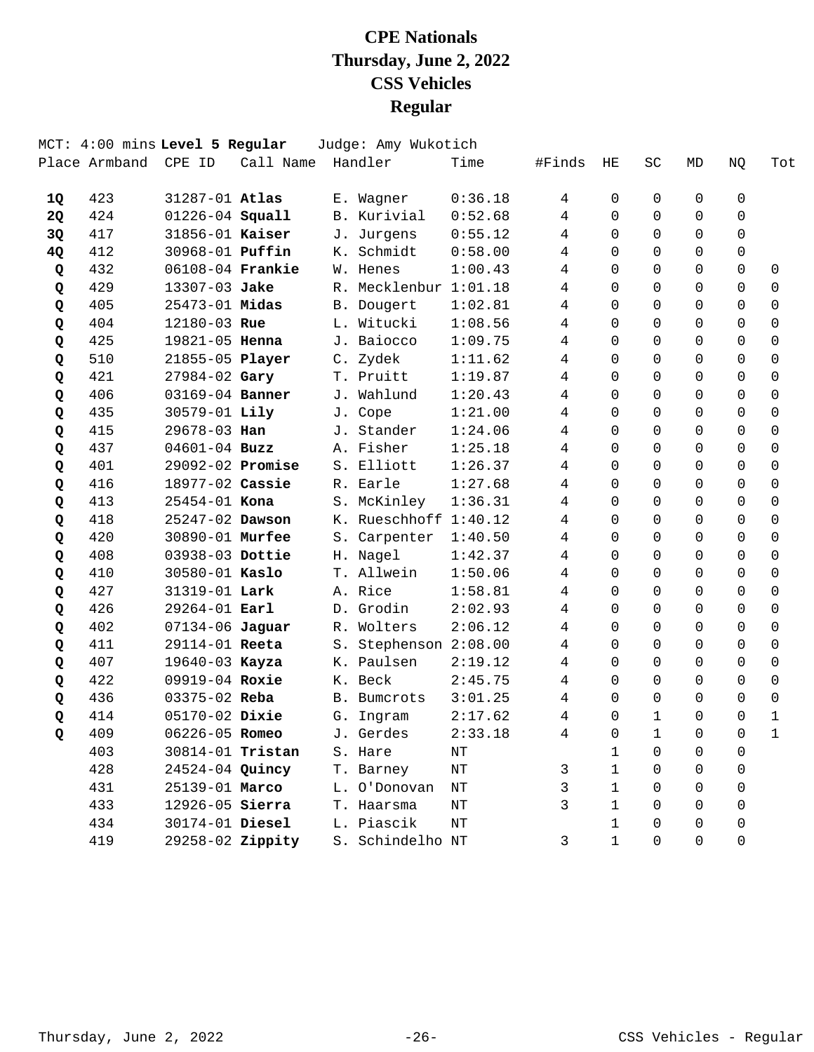# CPE Nationals
# Thursday, June 2, 2022
# CSS Vehicles
# Regular

MCT: 4:00 mins **Level 5 Regular** Judge: Amy Wukotich

| Place | Armband | CPE ID | Call Name | Handler | Time | #Finds | HE | SC | MD | NQ | Tot |
|---|---|---|---|---|---|---|---|---|---|---|---|
| **1Q** | 423 | 31287-01 | **Atlas** | E. Wagner | 0:36.18 | 4 | 0 | 0 | 0 | 0 | |
| **2Q** | 424 | 01226-04 | **Squall** | B. Kurivial | 0:52.68 | 4 | 0 | 0 | 0 | 0 | |
| **3Q** | 417 | 31856-01 | **Kaiser** | J. Jurgens | 0:55.12 | 4 | 0 | 0 | 0 | 0 | |
| **4Q** | 412 | 30968-01 | **Puffin** | K. Schmidt | 0:58.00 | 4 | 0 | 0 | 0 | 0 | |
| **Q** | 432 | 06108-04 | **Frankie** | W. Henes | 1:00.43 | 4 | 0 | 0 | 0 | 0 | 0 |
| **Q** | 429 | 13307-03 | **Jake** | R. Mecklenbur | 1:01.18 | 4 | 0 | 0 | 0 | 0 | 0 |
| **Q** | 405 | 25473-01 | **Midas** | B. Dougert | 1:02.81 | 4 | 0 | 0 | 0 | 0 | 0 |
| **Q** | 404 | 12180-03 | **Rue** | L. Witucki | 1:08.56 | 4 | 0 | 0 | 0 | 0 | 0 |
| **Q** | 425 | 19821-05 | **Henna** | J. Baiocco | 1:09.75 | 4 | 0 | 0 | 0 | 0 | 0 |
| **Q** | 510 | 21855-05 | **Player** | C. Zydek | 1:11.62 | 4 | 0 | 0 | 0 | 0 | 0 |
| **Q** | 421 | 27984-02 | **Gary** | T. Pruitt | 1:19.87 | 4 | 0 | 0 | 0 | 0 | 0 |
| **Q** | 406 | 03169-04 | **Banner** | J. Wahlund | 1:20.43 | 4 | 0 | 0 | 0 | 0 | 0 |
| **Q** | 435 | 30579-01 | **Lily** | J. Cope | 1:21.00 | 4 | 0 | 0 | 0 | 0 | 0 |
| **Q** | 415 | 29678-03 | **Han** | J. Stander | 1:24.06 | 4 | 0 | 0 | 0 | 0 | 0 |
| **Q** | 437 | 04601-04 | **Buzz** | A. Fisher | 1:25.18 | 4 | 0 | 0 | 0 | 0 | 0 |
| **Q** | 401 | 29092-02 | **Promise** | S. Elliott | 1:26.37 | 4 | 0 | 0 | 0 | 0 | 0 |
| **Q** | 416 | 18977-02 | **Cassie** | R. Earle | 1:27.68 | 4 | 0 | 0 | 0 | 0 | 0 |
| **Q** | 413 | 25454-01 | **Kona** | S. McKinley | 1:36.31 | 4 | 0 | 0 | 0 | 0 | 0 |
| **Q** | 418 | 25247-02 | **Dawson** | K. Rueschhoff | 1:40.12 | 4 | 0 | 0 | 0 | 0 | 0 |
| **Q** | 420 | 30890-01 | **Murfee** | S. Carpenter | 1:40.50 | 4 | 0 | 0 | 0 | 0 | 0 |
| **Q** | 408 | 03938-03 | **Dottie** | H. Nagel | 1:42.37 | 4 | 0 | 0 | 0 | 0 | 0 |
| **Q** | 410 | 30580-01 | **Kaslo** | T. Allwein | 1:50.06 | 4 | 0 | 0 | 0 | 0 | 0 |
| **Q** | 427 | 31319-01 | **Lark** | A. Rice | 1:58.81 | 4 | 0 | 0 | 0 | 0 | 0 |
| **Q** | 426 | 29264-01 | **Earl** | D. Grodin | 2:02.93 | 4 | 0 | 0 | 0 | 0 | 0 |
| **Q** | 402 | 07134-06 | **Jaguar** | R. Wolters | 2:06.12 | 4 | 0 | 0 | 0 | 0 | 0 |
| **Q** | 411 | 29114-01 | **Reeta** | S. Stephenson | 2:08.00 | 4 | 0 | 0 | 0 | 0 | 0 |
| **Q** | 407 | 19640-03 | **Kayza** | K. Paulsen | 2:19.12 | 4 | 0 | 0 | 0 | 0 | 0 |
| **Q** | 422 | 09919-04 | **Roxie** | K. Beck | 2:45.75 | 4 | 0 | 0 | 0 | 0 | 0 |
| **Q** | 436 | 03375-02 | **Reba** | B. Bumcrots | 3:01.25 | 4 | 0 | 0 | 0 | 0 | 0 |
| **Q** | 414 | 05170-02 | **Dixie** | G. Ingram | 2:17.62 | 4 | 0 | 1 | 0 | 0 | 1 |
| **Q** | 409 | 06226-05 | **Romeo** | J. Gerdes | 2:33.18 | 4 | 0 | 1 | 0 | 0 | 1 |
| | 403 | 30814-01 | **Tristan** | S. Hare | NT | | 1 | 0 | 0 | 0 | |
| | 428 | 24524-04 | **Quincy** | T. Barney | NT | 3 | 1 | 0 | 0 | 0 | |
| | 431 | 25139-01 | **Marco** | L. O'Donovan | NT | 3 | 1 | 0 | 0 | 0 | |
| | 433 | 12926-05 | **Sierra** | T. Haarsma | NT | 3 | 1 | 0 | 0 | 0 | |
| | 434 | 30174-01 | **Diesel** | L. Piascik | NT | | 1 | 0 | 0 | 0 | |
| | 419 | 29258-02 | **Zippity** | S. Schindelho | NT | 3 | 1 | 0 | 0 | 0 | |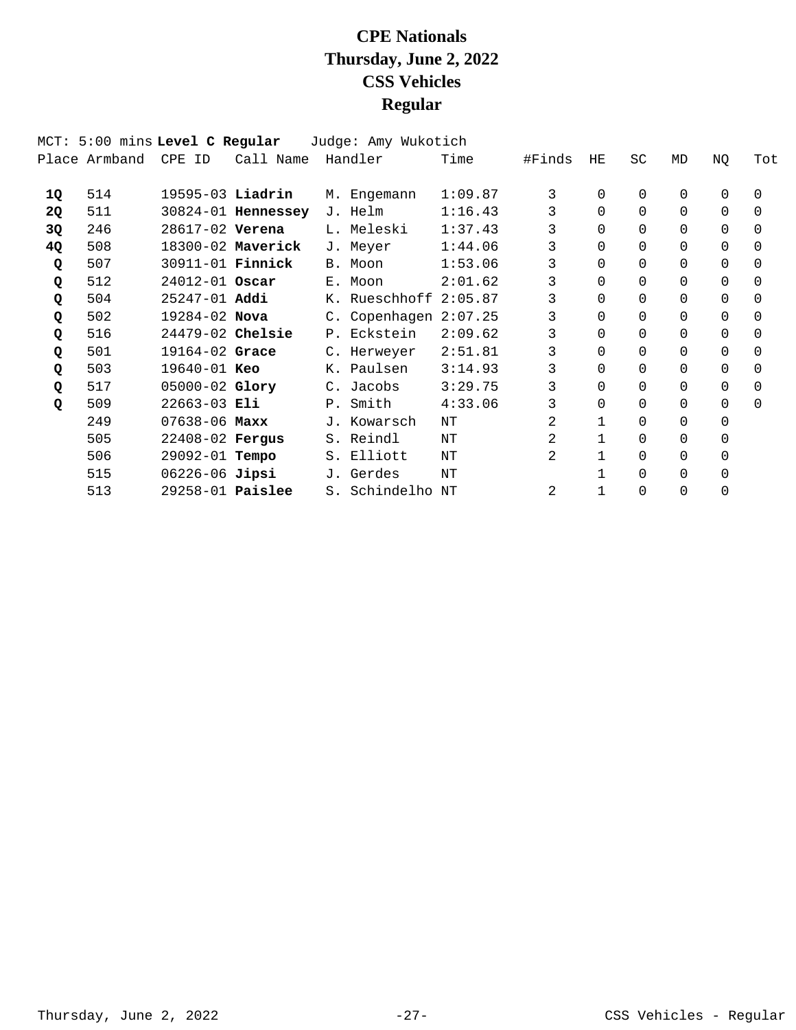# CPE Nationals
# Thursday, June 2, 2022
# CSS Vehicles
# Regular

MCT: 5:00 mins **Level C Regular** Judge: Amy Wukotich

| Place | Armband | CPE ID | Call Name | Handler | Time | #Finds | HE | SC | MD | NQ | Tot |
|---|---|---|---|---|---|---|---|---|---|---|---|
| **1Q** | 514 | 19595-03 | **Liadrin** | M. Engemann | 1:09.87 | 3 | 0 | 0 | 0 | 0 | 0 |
| **2Q** | 511 | 30824-01 | **Hennessey** | J. Helm | 1:16.43 | 3 | 0 | 0 | 0 | 0 | 0 |
| **3Q** | 246 | 28617-02 | **Verena** | L. Meleski | 1:37.43 | 3 | 0 | 0 | 0 | 0 | 0 |
| **4Q** | 508 | 18300-02 | **Maverick** | J. Meyer | 1:44.06 | 3 | 0 | 0 | 0 | 0 | 0 |
| **Q** | 507 | 30911-01 | **Finnick** | B. Moon | 1:53.06 | 3 | 0 | 0 | 0 | 0 | 0 |
| **Q** | 512 | 24012-01 | **Oscar** | E. Moon | 2:01.62 | 3 | 0 | 0 | 0 | 0 | 0 |
| **Q** | 504 | 25247-01 | **Addi** | K. Rueschhoff | 2:05.87 | 3 | 0 | 0 | 0 | 0 | 0 |
| **Q** | 502 | 19284-02 | **Nova** | C. Copenhagen | 2:07.25 | 3 | 0 | 0 | 0 | 0 | 0 |
| **Q** | 516 | 24479-02 | **Chelsie** | P. Eckstein | 2:09.62 | 3 | 0 | 0 | 0 | 0 | 0 |
| **Q** | 501 | 19164-02 | **Grace** | C. Herweyer | 2:51.81 | 3 | 0 | 0 | 0 | 0 | 0 |
| **Q** | 503 | 19640-01 | **Keo** | K. Paulsen | 3:14.93 | 3 | 0 | 0 | 0 | 0 | 0 |
| **Q** | 517 | 05000-02 | **Glory** | C. Jacobs | 3:29.75 | 3 | 0 | 0 | 0 | 0 | 0 |
| **Q** | 509 | 22663-03 | **Eli** | P. Smith | 4:33.06 | 3 | 0 | 0 | 0 | 0 | 0 |
| | 249 | 07638-06 | **Maxx** | J. Kowarsch | NT | 2 | 1 | 0 | 0 | 0 | |
| | 505 | 22408-02 | **Fergus** | S. Reindl | NT | 2 | 1 | 0 | 0 | 0 | |
| | 506 | 29092-01 | **Tempo** | S. Elliott | NT | 2 | 1 | 0 | 0 | 0 | |
| | 515 | 06226-06 | **Jipsi** | J. Gerdes | NT | | 1 | 0 | 0 | 0 | |
| | 513 | 29258-01 | **Paislee** | S. Schindelho | NT | 2 | 1 | 0 | 0 | 0 | |